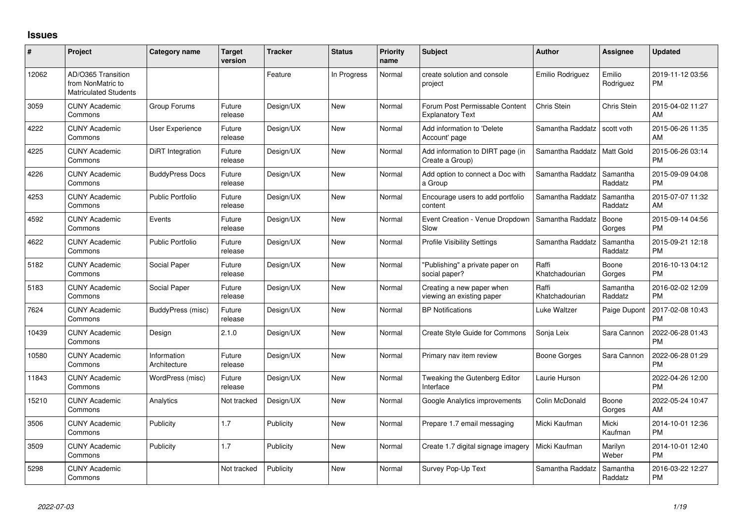## Issues

| # | Project | Category name | Target version | Tracker | Status | Priority name | Subject | Author | Assignee | Updated |
|---|---|---|---|---|---|---|---|---|---|---|
| 12062 | AD/O365 Transition from NonMatric to Matriculated Students | | | Feature | In Progress | Normal | create solution and console project | Emilio Rodriguez | Emilio Rodriguez | 2019-11-12 03:56 PM |
| 3059 | CUNY Academic Commons | Group Forums | Future release | Design/UX | New | Normal | Forum Post Permissable Content Explanatory Text | Chris Stein | Chris Stein | 2015-04-02 11:27 AM |
| 4222 | CUNY Academic Commons | User Experience | Future release | Design/UX | New | Normal | Add information to 'Delete Account' page | Samantha Raddatz | scott voth | 2015-06-26 11:35 AM |
| 4225 | CUNY Academic Commons | DiRT Integration | Future release | Design/UX | New | Normal | Add information to DIRT page (in Create a Group) | Samantha Raddatz | Matt Gold | 2015-06-26 03:14 PM |
| 4226 | CUNY Academic Commons | BuddyPress Docs | Future release | Design/UX | New | Normal | Add option to connect a Doc with a Group | Samantha Raddatz | Samantha Raddatz | 2015-09-09 04:08 PM |
| 4253 | CUNY Academic Commons | Public Portfolio | Future release | Design/UX | New | Normal | Encourage users to add portfolio content | Samantha Raddatz | Samantha Raddatz | 2015-07-07 11:32 AM |
| 4592 | CUNY Academic Commons | Events | Future release | Design/UX | New | Normal | Event Creation - Venue Dropdown Slow | Samantha Raddatz | Boone Gorges | 2015-09-14 04:56 PM |
| 4622 | CUNY Academic Commons | Public Portfolio | Future release | Design/UX | New | Normal | Profile Visibility Settings | Samantha Raddatz | Samantha Raddatz | 2015-09-21 12:18 PM |
| 5182 | CUNY Academic Commons | Social Paper | Future release | Design/UX | New | Normal | "Publishing" a private paper on social paper? | Raffi Khatchadourian | Boone Gorges | 2016-10-13 04:12 PM |
| 5183 | CUNY Academic Commons | Social Paper | Future release | Design/UX | New | Normal | Creating a new paper when viewing an existing paper | Raffi Khatchadourian | Samantha Raddatz | 2016-02-02 12:09 PM |
| 7624 | CUNY Academic Commons | BuddyPress (misc) | Future release | Design/UX | New | Normal | BP Notifications | Luke Waltzer | Paige Dupont | 2017-02-08 10:43 PM |
| 10439 | CUNY Academic Commons | Design | 2.1.0 | Design/UX | New | Normal | Create Style Guide for Commons | Sonja Leix | Sara Cannon | 2022-06-28 01:43 PM |
| 10580 | CUNY Academic Commons | Information Architecture | Future release | Design/UX | New | Normal | Primary nav item review | Boone Gorges | Sara Cannon | 2022-06-28 01:29 PM |
| 11843 | CUNY Academic Commons | WordPress (misc) | Future release | Design/UX | New | Normal | Tweaking the Gutenberg Editor Interface | Laurie Hurson | | 2022-04-26 12:00 PM |
| 15210 | CUNY Academic Commons | Analytics | Not tracked | Design/UX | New | Normal | Google Analytics improvements | Colin McDonald | Boone Gorges | 2022-05-24 10:47 AM |
| 3506 | CUNY Academic Commons | Publicity | 1.7 | Publicity | New | Normal | Prepare 1.7 email messaging | Micki Kaufman | Micki Kaufman | 2014-10-01 12:36 PM |
| 3509 | CUNY Academic Commons | Publicity | 1.7 | Publicity | New | Normal | Create 1.7 digital signage imagery | Micki Kaufman | Marilyn Weber | 2014-10-01 12:40 PM |
| 5298 | CUNY Academic Commons | | Not tracked | Publicity | New | Normal | Survey Pop-Up Text | Samantha Raddatz | Samantha Raddatz | 2016-03-22 12:27 PM |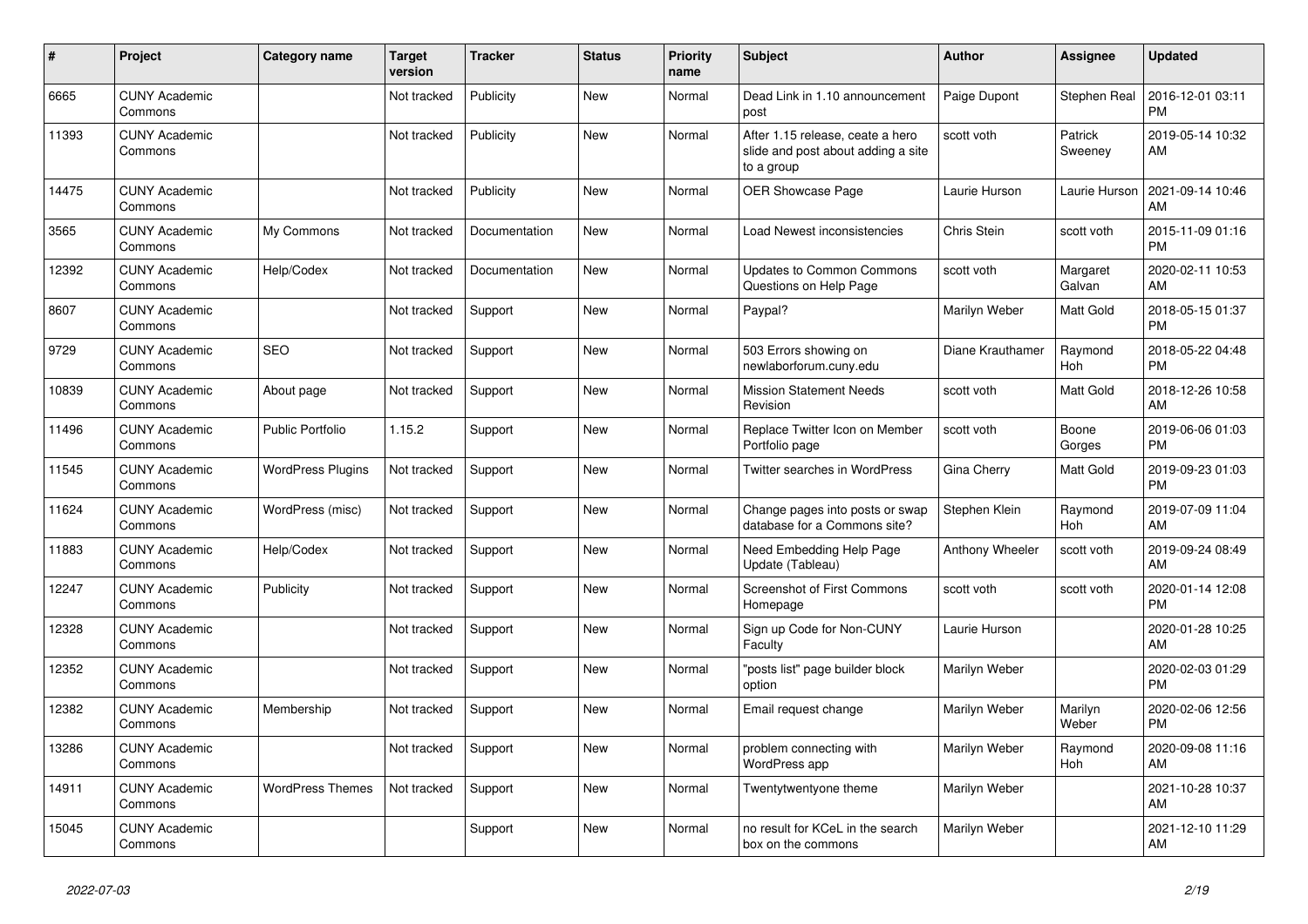| # | Project | Category name | Target version | Tracker | Status | Priority name | Subject | Author | Assignee | Updated |
|---|---|---|---|---|---|---|---|---|---|---|
| 6665 | CUNY Academic Commons | | Not tracked | Publicity | New | Normal | Dead Link in 1.10 announcement post | Paige Dupont | Stephen Real | 2016-12-01 03:11 PM |
| 11393 | CUNY Academic Commons | | Not tracked | Publicity | New | Normal | After 1.15 release, ceate a hero slide and post about adding a site to a group | scott voth | Patrick Sweeney | 2019-05-14 10:32 AM |
| 14475 | CUNY Academic Commons | | Not tracked | Publicity | New | Normal | OER Showcase Page | Laurie Hurson | Laurie Hurson | 2021-09-14 10:46 AM |
| 3565 | CUNY Academic Commons | My Commons | Not tracked | Documentation | New | Normal | Load Newest inconsistencies | Chris Stein | scott voth | 2015-11-09 01:16 PM |
| 12392 | CUNY Academic Commons | Help/Codex | Not tracked | Documentation | New | Normal | Updates to Common Commons Questions on Help Page | scott voth | Margaret Galvan | 2020-02-11 10:53 AM |
| 8607 | CUNY Academic Commons | | Not tracked | Support | New | Normal | Paypal? | Marilyn Weber | Matt Gold | 2018-05-15 01:37 PM |
| 9729 | CUNY Academic Commons | SEO | Not tracked | Support | New | Normal | 503 Errors showing on newlaborforum.cuny.edu | Diane Krauthamer | Raymond Hoh | 2018-05-22 04:48 PM |
| 10839 | CUNY Academic Commons | About page | Not tracked | Support | New | Normal | Mission Statement Needs Revision | scott voth | Matt Gold | 2018-12-26 10:58 AM |
| 11496 | CUNY Academic Commons | Public Portfolio | 1.15.2 | Support | New | Normal | Replace Twitter Icon on Member Portfolio page | scott voth | Boone Gorges | 2019-06-06 01:03 PM |
| 11545 | CUNY Academic Commons | WordPress Plugins | Not tracked | Support | New | Normal | Twitter searches in WordPress | Gina Cherry | Matt Gold | 2019-09-23 01:03 PM |
| 11624 | CUNY Academic Commons | WordPress (misc) | Not tracked | Support | New | Normal | Change pages into posts or swap database for a Commons site? | Stephen Klein | Raymond Hoh | 2019-07-09 11:04 AM |
| 11883 | CUNY Academic Commons | Help/Codex | Not tracked | Support | New | Normal | Need Embedding Help Page Update (Tableau) | Anthony Wheeler | scott voth | 2019-09-24 08:49 AM |
| 12247 | CUNY Academic Commons | Publicity | Not tracked | Support | New | Normal | Screenshot of First Commons Homepage | scott voth | scott voth | 2020-01-14 12:08 PM |
| 12328 | CUNY Academic Commons | | Not tracked | Support | New | Normal | Sign up Code for Non-CUNY Faculty | Laurie Hurson | | 2020-01-28 10:25 AM |
| 12352 | CUNY Academic Commons | | Not tracked | Support | New | Normal | "posts list" page builder block option | Marilyn Weber | | 2020-02-03 01:29 PM |
| 12382 | CUNY Academic Commons | Membership | Not tracked | Support | New | Normal | Email request change | Marilyn Weber | Marilyn Weber | 2020-02-06 12:56 PM |
| 13286 | CUNY Academic Commons | | Not tracked | Support | New | Normal | problem connecting with WordPress app | Marilyn Weber | Raymond Hoh | 2020-09-08 11:16 AM |
| 14911 | CUNY Academic Commons | WordPress Themes | Not tracked | Support | New | Normal | Twentytwentyone theme | Marilyn Weber | | 2021-10-28 10:37 AM |
| 15045 | CUNY Academic Commons | | | Support | New | Normal | no result for KCeL in the search box on the commons | Marilyn Weber | | 2021-12-10 11:29 AM |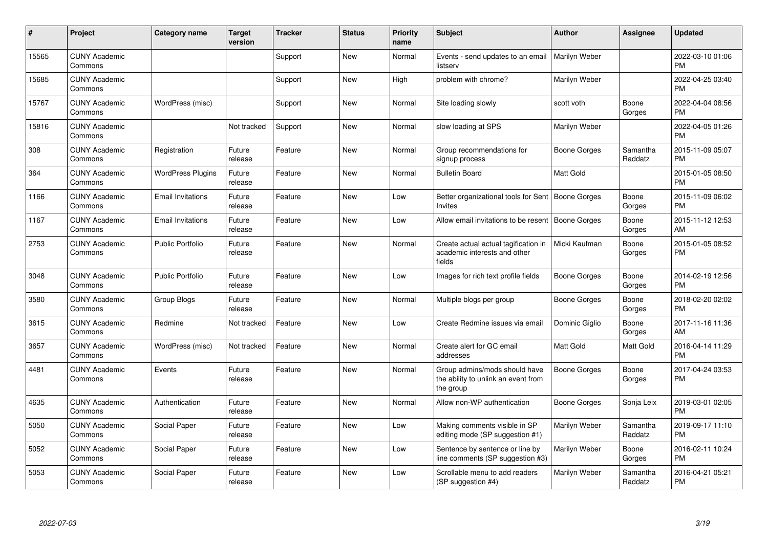| # | Project | Category name | Target version | Tracker | Status | Priority name | Subject | Author | Assignee | Updated |
|---|---|---|---|---|---|---|---|---|---|---|
| 15565 | CUNY Academic Commons | | | Support | New | Normal | Events - send updates to an email listserv | Marilyn Weber | | 2022-03-10 01:06 PM |
| 15685 | CUNY Academic Commons | | | Support | New | High | problem with chrome? | Marilyn Weber | | 2022-04-25 03:40 PM |
| 15767 | CUNY Academic Commons | WordPress (misc) | | Support | New | Normal | Site loading slowly | scott voth | Boone Gorges | 2022-04-04 08:56 PM |
| 15816 | CUNY Academic Commons | | Not tracked | Support | New | Normal | slow loading at SPS | Marilyn Weber | | 2022-04-05 01:26 PM |
| 308 | CUNY Academic Commons | Registration | Future release | Feature | New | Normal | Group recommendations for signup process | Boone Gorges | Samantha Raddatz | 2015-11-09 05:07 PM |
| 364 | CUNY Academic Commons | WordPress Plugins | Future release | Feature | New | Normal | Bulletin Board | Matt Gold | | 2015-01-05 08:50 PM |
| 1166 | CUNY Academic Commons | Email Invitations | Future release | Feature | New | Low | Better organizational tools for Sent Invites | Boone Gorges | Boone Gorges | 2015-11-09 06:02 PM |
| 1167 | CUNY Academic Commons | Email Invitations | Future release | Feature | New | Low | Allow email invitations to be resent | Boone Gorges | Boone Gorges | 2015-11-12 12:53 AM |
| 2753 | CUNY Academic Commons | Public Portfolio | Future release | Feature | New | Normal | Create actual actual tagification in academic interests and other fields | Micki Kaufman | Boone Gorges | 2015-01-05 08:52 PM |
| 3048 | CUNY Academic Commons | Public Portfolio | Future release | Feature | New | Low | Images for rich text profile fields | Boone Gorges | Boone Gorges | 2014-02-19 12:56 PM |
| 3580 | CUNY Academic Commons | Group Blogs | Future release | Feature | New | Normal | Multiple blogs per group | Boone Gorges | Boone Gorges | 2018-02-20 02:02 PM |
| 3615 | CUNY Academic Commons | Redmine | Not tracked | Feature | New | Low | Create Redmine issues via email | Dominic Giglio | Boone Gorges | 2017-11-16 11:36 AM |
| 3657 | CUNY Academic Commons | WordPress (misc) | Not tracked | Feature | New | Normal | Create alert for GC email addresses | Matt Gold | Matt Gold | 2016-04-14 11:29 PM |
| 4481 | CUNY Academic Commons | Events | Future release | Feature | New | Normal | Group admins/mods should have the ability to unlink an event from the group | Boone Gorges | Boone Gorges | 2017-04-24 03:53 PM |
| 4635 | CUNY Academic Commons | Authentication | Future release | Feature | New | Normal | Allow non-WP authentication | Boone Gorges | Sonja Leix | 2019-03-01 02:05 PM |
| 5050 | CUNY Academic Commons | Social Paper | Future release | Feature | New | Low | Making comments visible in SP editing mode (SP suggestion #1) | Marilyn Weber | Samantha Raddatz | 2019-09-17 11:10 PM |
| 5052 | CUNY Academic Commons | Social Paper | Future release | Feature | New | Low | Sentence by sentence or line by line comments (SP suggestion #3) | Marilyn Weber | Boone Gorges | 2016-02-11 10:24 PM |
| 5053 | CUNY Academic Commons | Social Paper | Future release | Feature | New | Low | Scrollable menu to add readers (SP suggestion #4) | Marilyn Weber | Samantha Raddatz | 2016-04-21 05:21 PM |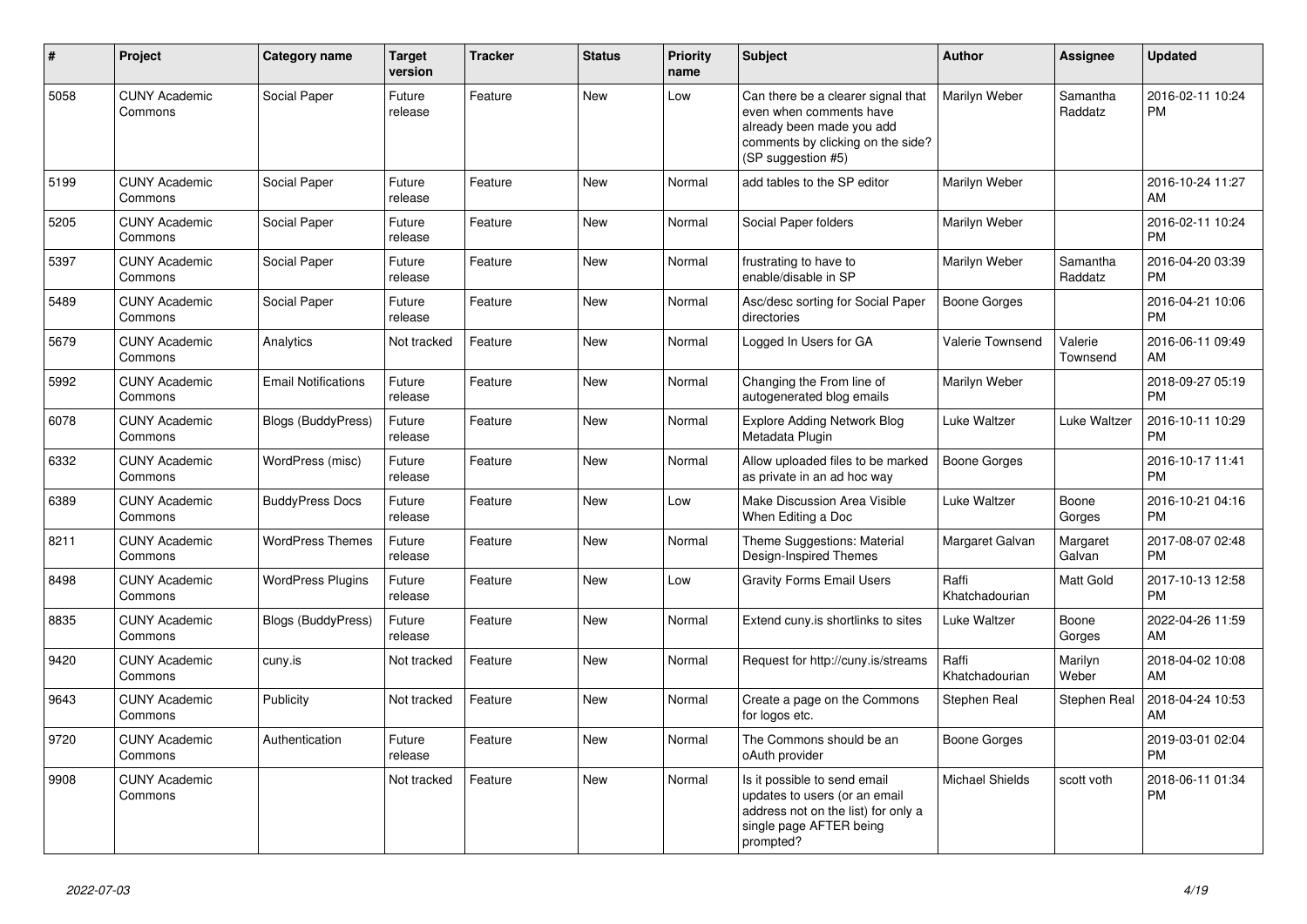| # | Project | Category name | Target version | Tracker | Status | Priority name | Subject | Author | Assignee | Updated |
|---|---|---|---|---|---|---|---|---|---|---|
| 5058 | CUNY Academic Commons | Social Paper | Future release | Feature | New | Low | Can there be a clearer signal that even when comments have already been made you add comments by clicking on the side? (SP suggestion #5) | Marilyn Weber | Samantha Raddatz | 2016-02-11 10:24 PM |
| 5199 | CUNY Academic Commons | Social Paper | Future release | Feature | New | Normal | add tables to the SP editor | Marilyn Weber | | 2016-10-24 11:27 AM |
| 5205 | CUNY Academic Commons | Social Paper | Future release | Feature | New | Normal | Social Paper folders | Marilyn Weber | | 2016-02-11 10:24 PM |
| 5397 | CUNY Academic Commons | Social Paper | Future release | Feature | New | Normal | frustrating to have to enable/disable in SP | Marilyn Weber | Samantha Raddatz | 2016-04-20 03:39 PM |
| 5489 | CUNY Academic Commons | Social Paper | Future release | Feature | New | Normal | Asc/desc sorting for Social Paper directories | Boone Gorges | | 2016-04-21 10:06 PM |
| 5679 | CUNY Academic Commons | Analytics | Not tracked | Feature | New | Normal | Logged In Users for GA | Valerie Townsend | Valerie Townsend | 2016-06-11 09:49 AM |
| 5992 | CUNY Academic Commons | Email Notifications | Future release | Feature | New | Normal | Changing the From line of autogenerated blog emails | Marilyn Weber | | 2018-09-27 05:19 PM |
| 6078 | CUNY Academic Commons | Blogs (BuddyPress) | Future release | Feature | New | Normal | Explore Adding Network Blog Metadata Plugin | Luke Waltzer | Luke Waltzer | 2016-10-11 10:29 PM |
| 6332 | CUNY Academic Commons | WordPress (misc) | Future release | Feature | New | Normal | Allow uploaded files to be marked as private in an ad hoc way | Boone Gorges | | 2016-10-17 11:41 PM |
| 6389 | CUNY Academic Commons | BuddyPress Docs | Future release | Feature | New | Low | Make Discussion Area Visible When Editing a Doc | Luke Waltzer | Boone Gorges | 2016-10-21 04:16 PM |
| 8211 | CUNY Academic Commons | WordPress Themes | Future release | Feature | New | Normal | Theme Suggestions: Material Design-Inspired Themes | Margaret Galvan | Margaret Galvan | 2017-08-07 02:48 PM |
| 8498 | CUNY Academic Commons | WordPress Plugins | Future release | Feature | New | Low | Gravity Forms Email Users | Raffi Khatchadourian | Matt Gold | 2017-10-13 12:58 PM |
| 8835 | CUNY Academic Commons | Blogs (BuddyPress) | Future release | Feature | New | Normal | Extend cuny.is shortlinks to sites | Luke Waltzer | Boone Gorges | 2022-04-26 11:59 AM |
| 9420 | CUNY Academic Commons | cuny.is | Not tracked | Feature | New | Normal | Request for http://cuny.is/streams | Raffi Khatchadourian | Marilyn Weber | 2018-04-02 10:08 AM |
| 9643 | CUNY Academic Commons | Publicity | Not tracked | Feature | New | Normal | Create a page on the Commons for logos etc. | Stephen Real | Stephen Real | 2018-04-24 10:53 AM |
| 9720 | CUNY Academic Commons | Authentication | Future release | Feature | New | Normal | The Commons should be an oAuth provider | Boone Gorges | | 2019-03-01 02:04 PM |
| 9908 | CUNY Academic Commons | | Not tracked | Feature | New | Normal | Is it possible to send email updates to users (or an email address not on the list) for only a single page AFTER being prompted? | Michael Shields | scott voth | 2018-06-11 01:34 PM |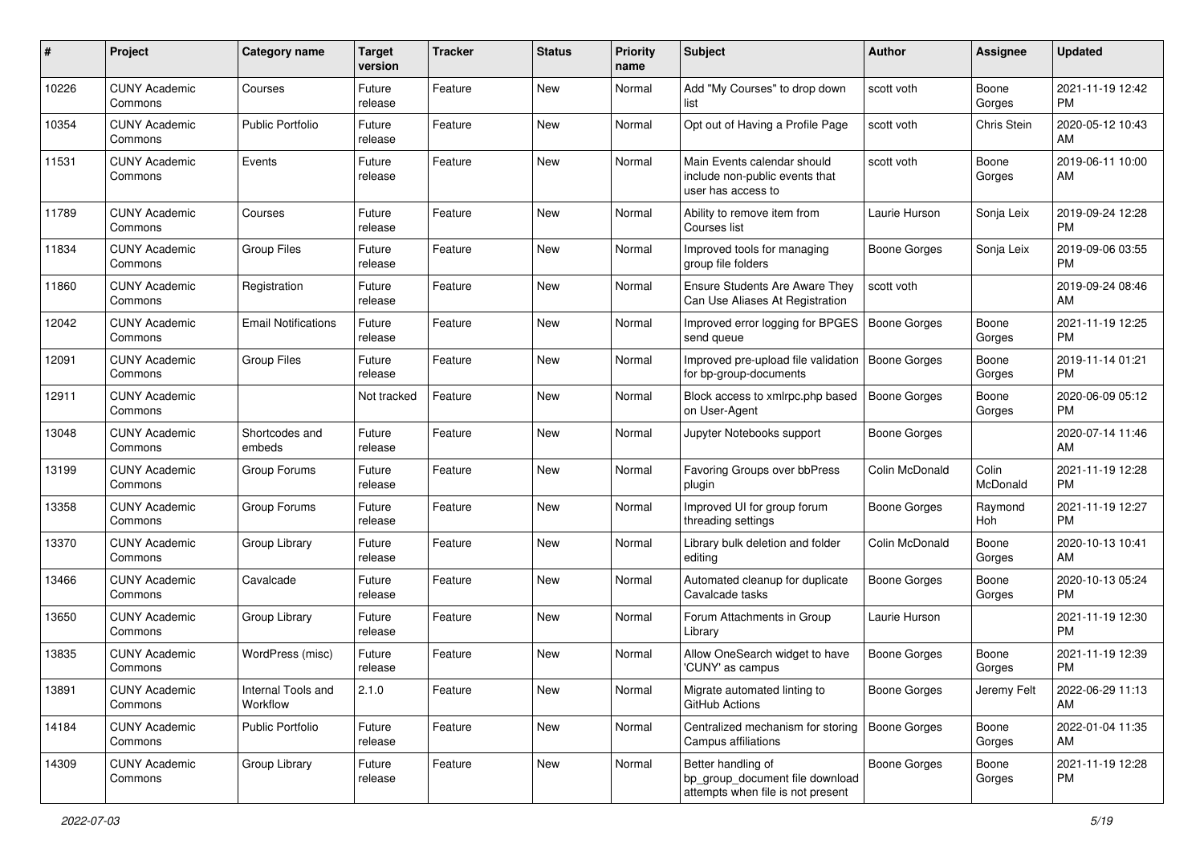| # | Project | Category name | Target version | Tracker | Status | Priority name | Subject | Author | Assignee | Updated |
|---|---|---|---|---|---|---|---|---|---|---|
| 10226 | CUNY Academic Commons | Courses | Future release | Feature | New | Normal | Add "My Courses" to drop down list | scott voth | Boone Gorges | 2021-11-19 12:42 PM |
| 10354 | CUNY Academic Commons | Public Portfolio | Future release | Feature | New | Normal | Opt out of Having a Profile Page | scott voth | Chris Stein | 2020-05-12 10:43 AM |
| 11531 | CUNY Academic Commons | Events | Future release | Feature | New | Normal | Main Events calendar should include non-public events that user has access to | scott voth | Boone Gorges | 2019-06-11 10:00 AM |
| 11789 | CUNY Academic Commons | Courses | Future release | Feature | New | Normal | Ability to remove item from Courses list | Laurie Hurson | Sonja Leix | 2019-09-24 12:28 PM |
| 11834 | CUNY Academic Commons | Group Files | Future release | Feature | New | Normal | Improved tools for managing group file folders | Boone Gorges | Sonja Leix | 2019-09-06 03:55 PM |
| 11860 | CUNY Academic Commons | Registration | Future release | Feature | New | Normal | Ensure Students Are Aware They Can Use Aliases At Registration | scott voth | | 2019-09-24 08:46 AM |
| 12042 | CUNY Academic Commons | Email Notifications | Future release | Feature | New | Normal | Improved error logging for BPGES send queue | Boone Gorges | Boone Gorges | 2021-11-19 12:25 PM |
| 12091 | CUNY Academic Commons | Group Files | Future release | Feature | New | Normal | Improved pre-upload file validation for bp-group-documents | Boone Gorges | Boone Gorges | 2019-11-14 01:21 PM |
| 12911 | CUNY Academic Commons | | Not tracked | Feature | New | Normal | Block access to xmlrpc.php based on User-Agent | Boone Gorges | Boone Gorges | 2020-06-09 05:12 PM |
| 13048 | CUNY Academic Commons | Shortcodes and embeds | Future release | Feature | New | Normal | Jupyter Notebooks support | Boone Gorges | | 2020-07-14 11:46 AM |
| 13199 | CUNY Academic Commons | Group Forums | Future release | Feature | New | Normal | Favoring Groups over bbPress plugin | Colin McDonald | Colin McDonald | 2021-11-19 12:28 PM |
| 13358 | CUNY Academic Commons | Group Forums | Future release | Feature | New | Normal | Improved UI for group forum threading settings | Boone Gorges | Raymond Hoh | 2021-11-19 12:27 PM |
| 13370 | CUNY Academic Commons | Group Library | Future release | Feature | New | Normal | Library bulk deletion and folder editing | Colin McDonald | Boone Gorges | 2020-10-13 10:41 AM |
| 13466 | CUNY Academic Commons | Cavalcade | Future release | Feature | New | Normal | Automated cleanup for duplicate Cavalcade tasks | Boone Gorges | Boone Gorges | 2020-10-13 05:24 PM |
| 13650 | CUNY Academic Commons | Group Library | Future release | Feature | New | Normal | Forum Attachments in Group Library | Laurie Hurson | | 2021-11-19 12:30 PM |
| 13835 | CUNY Academic Commons | WordPress (misc) | Future release | Feature | New | Normal | Allow OneSearch widget to have 'CUNY' as campus | Boone Gorges | Boone Gorges | 2021-11-19 12:39 PM |
| 13891 | CUNY Academic Commons | Internal Tools and Workflow | 2.1.0 | Feature | New | Normal | Migrate automated linting to GitHub Actions | Boone Gorges | Jeremy Felt | 2022-06-29 11:13 AM |
| 14184 | CUNY Academic Commons | Public Portfolio | Future release | Feature | New | Normal | Centralized mechanism for storing Campus affiliations | Boone Gorges | Boone Gorges | 2022-01-04 11:35 AM |
| 14309 | CUNY Academic Commons | Group Library | Future release | Feature | New | Normal | Better handling of bp_group_document file download attempts when file is not present | Boone Gorges | Boone Gorges | 2021-11-19 12:28 PM |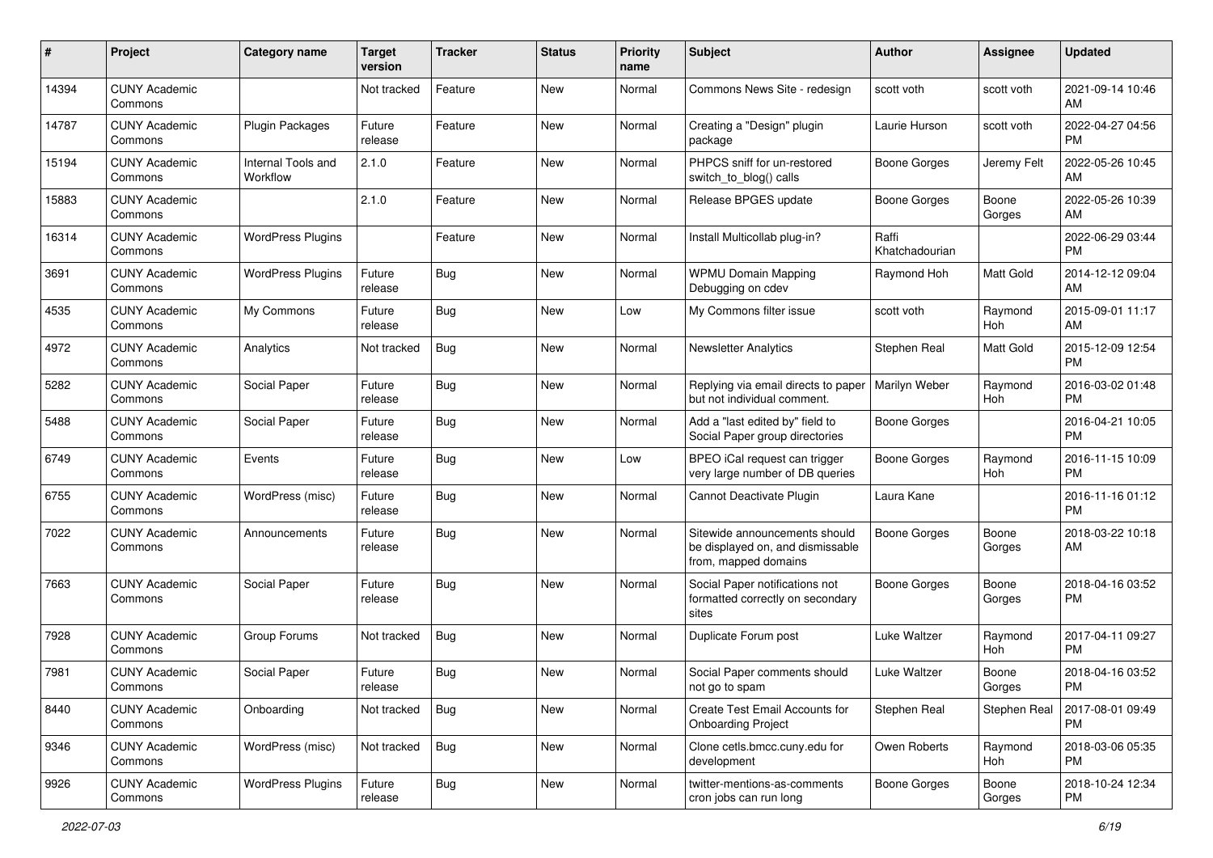| # | Project | Category name | Target version | Tracker | Status | Priority name | Subject | Author | Assignee | Updated |
|---|---|---|---|---|---|---|---|---|---|---|
| 14394 | CUNY Academic Commons | | Not tracked | Feature | New | Normal | Commons News Site - redesign | scott voth | scott voth | 2021-09-14 10:46 AM |
| 14787 | CUNY Academic Commons | Plugin Packages | Future release | Feature | New | Normal | Creating a "Design" plugin package | Laurie Hurson | scott voth | 2022-04-27 04:56 PM |
| 15194 | CUNY Academic Commons | Internal Tools and Workflow | 2.1.0 | Feature | New | Normal | PHPCS sniff for un-restored switch_to_blog() calls | Boone Gorges | Jeremy Felt | 2022-05-26 10:45 AM |
| 15883 | CUNY Academic Commons | | 2.1.0 | Feature | New | Normal | Release BPGES update | Boone Gorges | Boone Gorges | 2022-05-26 10:39 AM |
| 16314 | CUNY Academic Commons | WordPress Plugins | | Feature | New | Normal | Install Multicollab plug-in? | Raffi Khatchadourian | | 2022-06-29 03:44 PM |
| 3691 | CUNY Academic Commons | WordPress Plugins | Future release | Bug | New | Normal | WPMU Domain Mapping Debugging on cdev | Raymond Hoh | Matt Gold | 2014-12-12 09:04 AM |
| 4535 | CUNY Academic Commons | My Commons | Future release | Bug | New | Low | My Commons filter issue | scott voth | Raymond Hoh | 2015-09-01 11:17 AM |
| 4972 | CUNY Academic Commons | Analytics | Not tracked | Bug | New | Normal | Newsletter Analytics | Stephen Real | Matt Gold | 2015-12-09 12:54 PM |
| 5282 | CUNY Academic Commons | Social Paper | Future release | Bug | New | Normal | Replying via email directs to paper but not individual comment. | Marilyn Weber | Raymond Hoh | 2016-03-02 01:48 PM |
| 5488 | CUNY Academic Commons | Social Paper | Future release | Bug | New | Normal | Add a "last edited by" field to Social Paper group directories | Boone Gorges | | 2016-04-21 10:05 PM |
| 6749 | CUNY Academic Commons | Events | Future release | Bug | New | Low | BPEO iCal request can trigger very large number of DB queries | Boone Gorges | Raymond Hoh | 2016-11-15 10:09 PM |
| 6755 | CUNY Academic Commons | WordPress (misc) | Future release | Bug | New | Normal | Cannot Deactivate Plugin | Laura Kane | | 2016-11-16 01:12 PM |
| 7022 | CUNY Academic Commons | Announcements | Future release | Bug | New | Normal | Sitewide announcements should be displayed on, and dismissable from, mapped domains | Boone Gorges | Boone Gorges | 2018-03-22 10:18 AM |
| 7663 | CUNY Academic Commons | Social Paper | Future release | Bug | New | Normal | Social Paper notifications not formatted correctly on secondary sites | Boone Gorges | Boone Gorges | 2018-04-16 03:52 PM |
| 7928 | CUNY Academic Commons | Group Forums | Not tracked | Bug | New | Normal | Duplicate Forum post | Luke Waltzer | Raymond Hoh | 2017-04-11 09:27 PM |
| 7981 | CUNY Academic Commons | Social Paper | Future release | Bug | New | Normal | Social Paper comments should not go to spam | Luke Waltzer | Boone Gorges | 2018-04-16 03:52 PM |
| 8440 | CUNY Academic Commons | Onboarding | Not tracked | Bug | New | Normal | Create Test Email Accounts for Onboarding Project | Stephen Real | Stephen Real | 2017-08-01 09:49 PM |
| 9346 | CUNY Academic Commons | WordPress (misc) | Not tracked | Bug | New | Normal | Clone cetls.bmcc.cuny.edu for development | Owen Roberts | Raymond Hoh | 2018-03-06 05:35 PM |
| 9926 | CUNY Academic Commons | WordPress Plugins | Future release | Bug | New | Normal | twitter-mentions-as-comments cron jobs can run long | Boone Gorges | Boone Gorges | 2018-10-24 12:34 PM |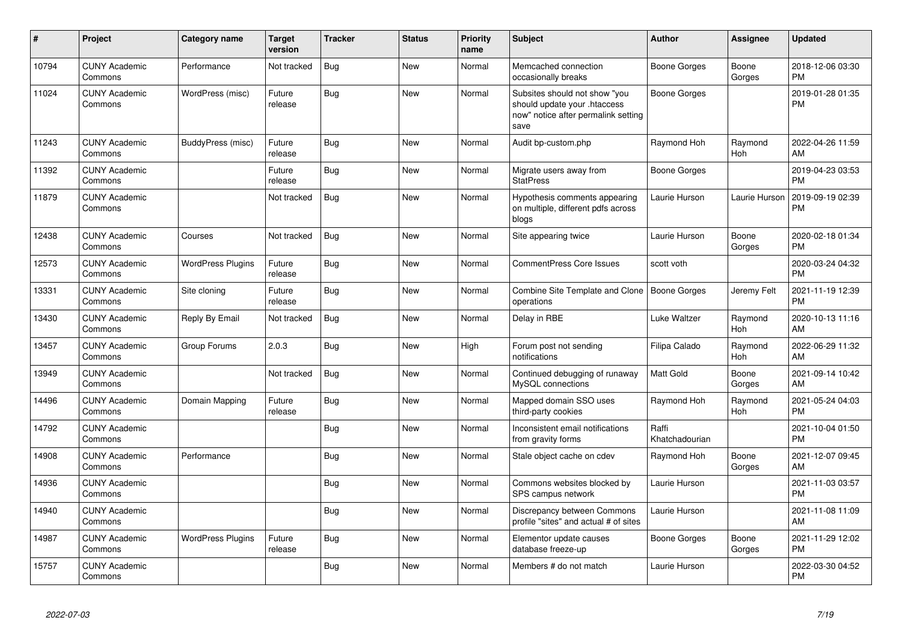| # | Project | Category name | Target version | Tracker | Status | Priority name | Subject | Author | Assignee | Updated |
|---|---|---|---|---|---|---|---|---|---|---|
| 10794 | CUNY Academic Commons | Performance | Not tracked | Bug | New | Normal | Memcached connection occasionally breaks | Boone Gorges | Boone Gorges | 2018-12-06 03:30 PM |
| 11024 | CUNY Academic Commons | WordPress (misc) | Future release | Bug | New | Normal | Subsites should not show "you should update your .htaccess now" notice after permalink setting save | Boone Gorges | | 2019-01-28 01:35 PM |
| 11243 | CUNY Academic Commons | BuddyPress (misc) | Future release | Bug | New | Normal | Audit bp-custom.php | Raymond Hoh | Raymond Hoh | 2022-04-26 11:59 AM |
| 11392 | CUNY Academic Commons | | Future release | Bug | New | Normal | Migrate users away from StatPress | Boone Gorges | | 2019-04-23 03:53 PM |
| 11879 | CUNY Academic Commons | | Not tracked | Bug | New | Normal | Hypothesis comments appearing on multiple, different pdfs across blogs | Laurie Hurson | Laurie Hurson | 2019-09-19 02:39 PM |
| 12438 | CUNY Academic Commons | Courses | Not tracked | Bug | New | Normal | Site appearing twice | Laurie Hurson | Boone Gorges | 2020-02-18 01:34 PM |
| 12573 | CUNY Academic Commons | WordPress Plugins | Future release | Bug | New | Normal | CommentPress Core Issues | scott voth | | 2020-03-24 04:32 PM |
| 13331 | CUNY Academic Commons | Site cloning | Future release | Bug | New | Normal | Combine Site Template and Clone operations | Boone Gorges | Jeremy Felt | 2021-11-19 12:39 PM |
| 13430 | CUNY Academic Commons | Reply By Email | Not tracked | Bug | New | Normal | Delay in RBE | Luke Waltzer | Raymond Hoh | 2020-10-13 11:16 AM |
| 13457 | CUNY Academic Commons | Group Forums | 2.0.3 | Bug | New | High | Forum post not sending notifications | Filipa Calado | Raymond Hoh | 2022-06-29 11:32 AM |
| 13949 | CUNY Academic Commons | | Not tracked | Bug | New | Normal | Continued debugging of runaway MySQL connections | Matt Gold | Boone Gorges | 2021-09-14 10:42 AM |
| 14496 | CUNY Academic Commons | Domain Mapping | Future release | Bug | New | Normal | Mapped domain SSO uses third-party cookies | Raymond Hoh | Raymond Hoh | 2021-05-24 04:03 PM |
| 14792 | CUNY Academic Commons | | | Bug | New | Normal | Inconsistent email notifications from gravity forms | Raffi Khatchadourian | | 2021-10-04 01:50 PM |
| 14908 | CUNY Academic Commons | Performance | | Bug | New | Normal | Stale object cache on cdev | Raymond Hoh | Boone Gorges | 2021-12-07 09:45 AM |
| 14936 | CUNY Academic Commons | | | Bug | New | Normal | Commons websites blocked by SPS campus network | Laurie Hurson | | 2021-11-03 03:57 PM |
| 14940 | CUNY Academic Commons | | | Bug | New | Normal | Discrepancy between Commons profile "sites" and actual # of sites | Laurie Hurson | | 2021-11-08 11:09 AM |
| 14987 | CUNY Academic Commons | WordPress Plugins | Future release | Bug | New | Normal | Elementor update causes database freeze-up | Boone Gorges | Boone Gorges | 2021-11-29 12:02 PM |
| 15757 | CUNY Academic Commons | | | Bug | New | Normal | Members # do not match | Laurie Hurson | | 2022-03-30 04:52 PM |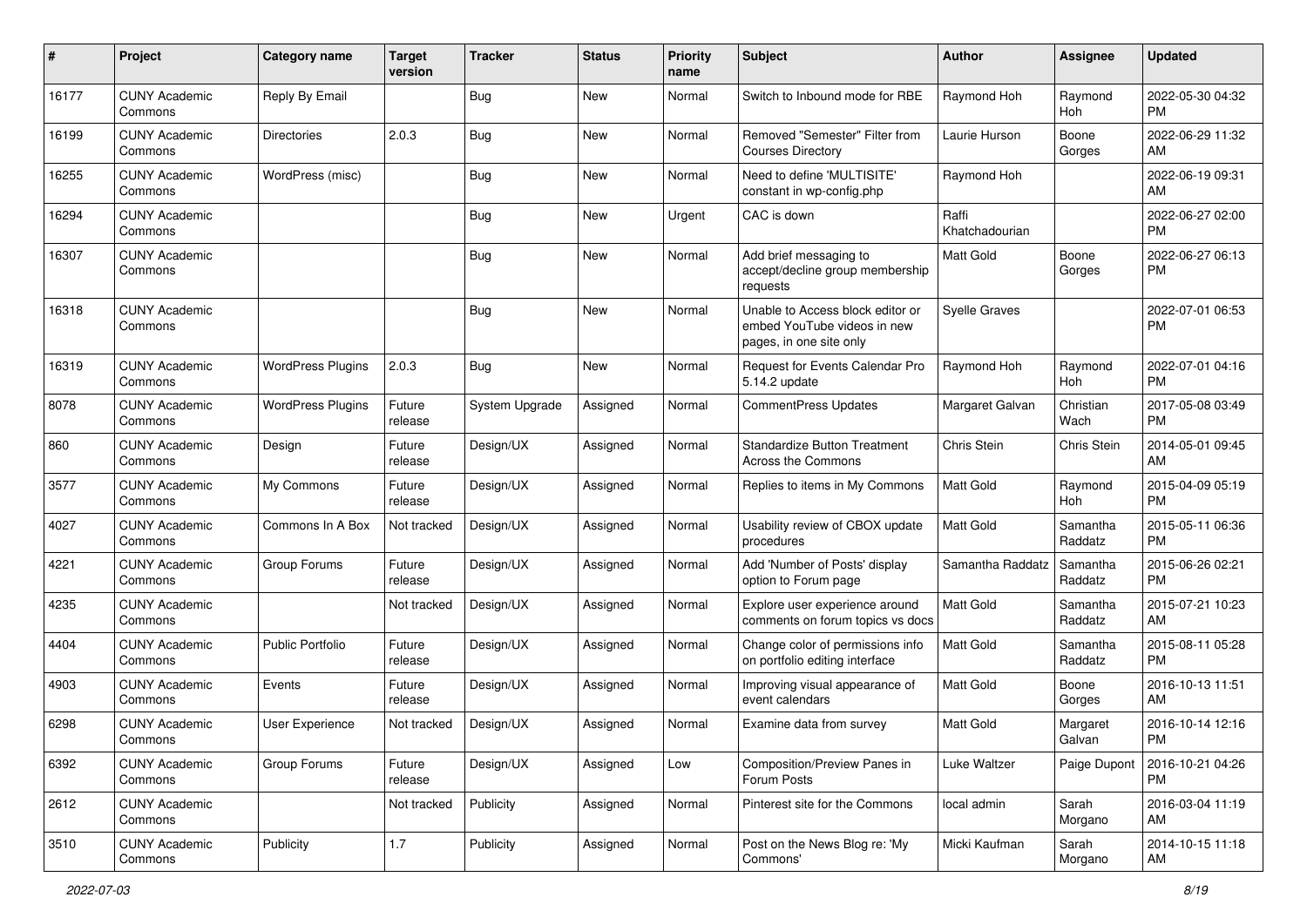| # | Project | Category name | Target version | Tracker | Status | Priority name | Subject | Author | Assignee | Updated |
|---|---|---|---|---|---|---|---|---|---|---|
| 16177 | CUNY Academic Commons | Reply By Email | | Bug | New | Normal | Switch to Inbound mode for RBE | Raymond Hoh | Raymond Hoh | 2022-05-30 04:32 PM |
| 16199 | CUNY Academic Commons | Directories | 2.0.3 | Bug | New | Normal | Removed "Semester" Filter from Courses Directory | Laurie Hurson | Boone Gorges | 2022-06-29 11:32 AM |
| 16255 | CUNY Academic Commons | WordPress (misc) | | Bug | New | Normal | Need to define 'MULTISITE' constant in wp-config.php | Raymond Hoh | | 2022-06-19 09:31 AM |
| 16294 | CUNY Academic Commons | | | Bug | New | Urgent | CAC is down | Raffi Khatchadourian | | 2022-06-27 02:00 PM |
| 16307 | CUNY Academic Commons | | | Bug | New | Normal | Add brief messaging to accept/decline group membership requests | Matt Gold | Boone Gorges | 2022-06-27 06:13 PM |
| 16318 | CUNY Academic Commons | | | Bug | New | Normal | Unable to Access block editor or embed YouTube videos in new pages, in one site only | Syelle Graves | | 2022-07-01 06:53 PM |
| 16319 | CUNY Academic Commons | WordPress Plugins | 2.0.3 | Bug | New | Normal | Request for Events Calendar Pro 5.14.2 update | Raymond Hoh | Raymond Hoh | 2022-07-01 04:16 PM |
| 8078 | CUNY Academic Commons | WordPress Plugins | Future release | System Upgrade | Assigned | Normal | CommentPress Updates | Margaret Galvan | Christian Wach | 2017-05-08 03:49 PM |
| 860 | CUNY Academic Commons | Design | Future release | Design/UX | Assigned | Normal | Standardize Button Treatment Across the Commons | Chris Stein | Chris Stein | 2014-05-01 09:45 AM |
| 3577 | CUNY Academic Commons | My Commons | Future release | Design/UX | Assigned | Normal | Replies to items in My Commons | Matt Gold | Raymond Hoh | 2015-04-09 05:19 PM |
| 4027 | CUNY Academic Commons | Commons In A Box | Not tracked | Design/UX | Assigned | Normal | Usability review of CBOX update procedures | Matt Gold | Samantha Raddatz | 2015-05-11 06:36 PM |
| 4221 | CUNY Academic Commons | Group Forums | Future release | Design/UX | Assigned | Normal | Add 'Number of Posts' display option to Forum page | Samantha Raddatz | Samantha Raddatz | 2015-06-26 02:21 PM |
| 4235 | CUNY Academic Commons | | Not tracked | Design/UX | Assigned | Normal | Explore user experience around comments on forum topics vs docs | Matt Gold | Samantha Raddatz | 2015-07-21 10:23 AM |
| 4404 | CUNY Academic Commons | Public Portfolio | Future release | Design/UX | Assigned | Normal | Change color of permissions info on portfolio editing interface | Matt Gold | Samantha Raddatz | 2015-08-11 05:28 PM |
| 4903 | CUNY Academic Commons | Events | Future release | Design/UX | Assigned | Normal | Improving visual appearance of event calendars | Matt Gold | Boone Gorges | 2016-10-13 11:51 AM |
| 6298 | CUNY Academic Commons | User Experience | Not tracked | Design/UX | Assigned | Normal | Examine data from survey | Matt Gold | Margaret Galvan | 2016-10-14 12:16 PM |
| 6392 | CUNY Academic Commons | Group Forums | Future release | Design/UX | Assigned | Low | Composition/Preview Panes in Forum Posts | Luke Waltzer | Paige Dupont | 2016-10-21 04:26 PM |
| 2612 | CUNY Academic Commons | | Not tracked | Publicity | Assigned | Normal | Pinterest site for the Commons | local admin | Sarah Morgano | 2016-03-04 11:19 AM |
| 3510 | CUNY Academic Commons | Publicity | 1.7 | Publicity | Assigned | Normal | Post on the News Blog re: 'My Commons' | Micki Kaufman | Sarah Morgano | 2014-10-15 11:18 AM |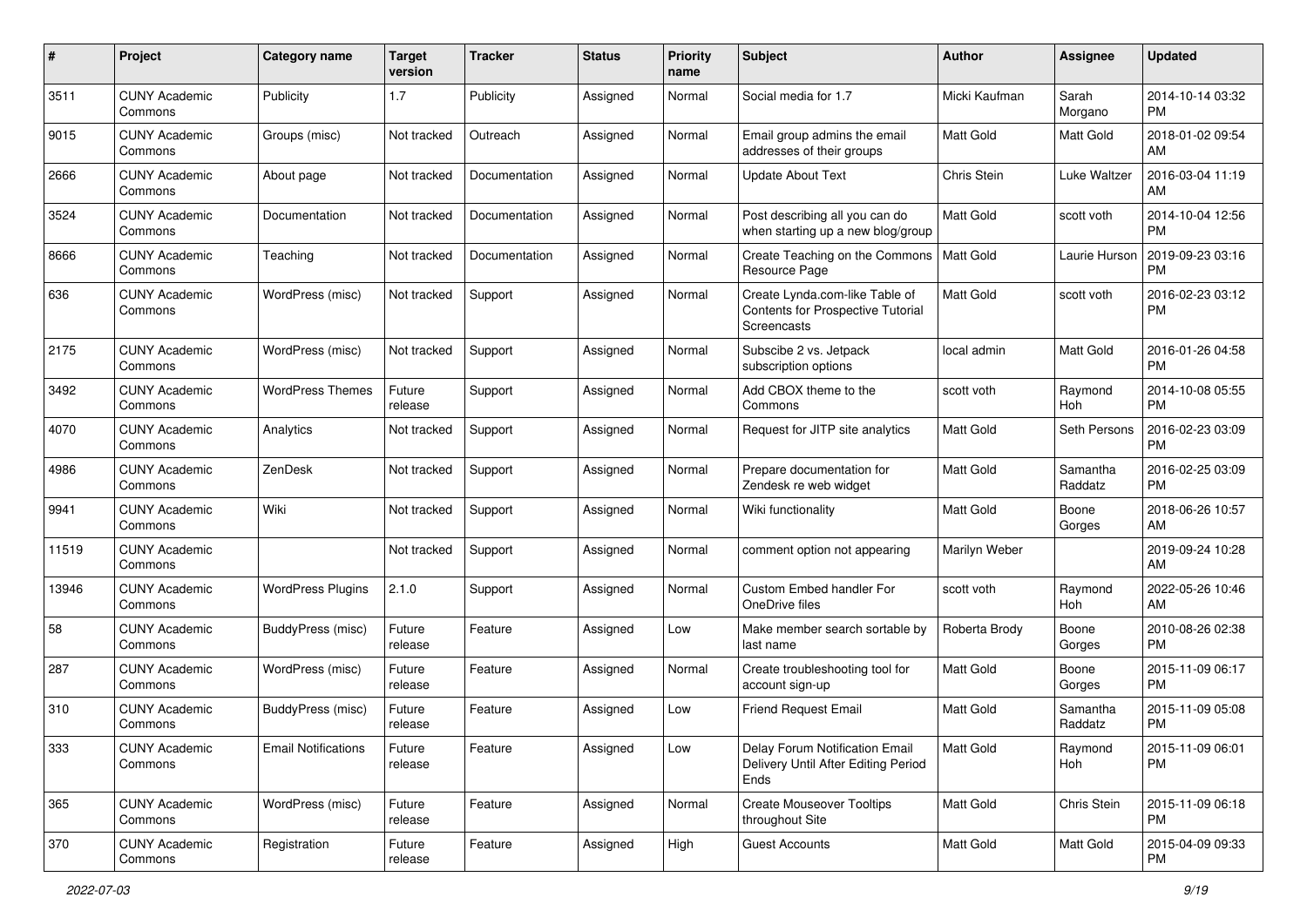| # | Project | Category name | Target version | Tracker | Status | Priority name | Subject | Author | Assignee | Updated |
|---|---|---|---|---|---|---|---|---|---|---|
| 3511 | CUNY Academic Commons | Publicity | 1.7 | Publicity | Assigned | Normal | Social media for 1.7 | Micki Kaufman | Sarah Morgano | 2014-10-14 03:32 PM |
| 9015 | CUNY Academic Commons | Groups (misc) | Not tracked | Outreach | Assigned | Normal | Email group admins the email addresses of their groups | Matt Gold | Matt Gold | 2018-01-02 09:54 AM |
| 2666 | CUNY Academic Commons | About page | Not tracked | Documentation | Assigned | Normal | Update About Text | Chris Stein | Luke Waltzer | 2016-03-04 11:19 AM |
| 3524 | CUNY Academic Commons | Documentation | Not tracked | Documentation | Assigned | Normal | Post describing all you can do when starting up a new blog/group | Matt Gold | scott voth | 2014-10-04 12:56 PM |
| 8666 | CUNY Academic Commons | Teaching | Not tracked | Documentation | Assigned | Normal | Create Teaching on the Commons Resource Page | Matt Gold | Laurie Hurson | 2019-09-23 03:16 PM |
| 636 | CUNY Academic Commons | WordPress (misc) | Not tracked | Support | Assigned | Normal | Create Lynda.com-like Table of Contents for Prospective Tutorial Screencasts | Matt Gold | scott voth | 2016-02-23 03:12 PM |
| 2175 | CUNY Academic Commons | WordPress (misc) | Not tracked | Support | Assigned | Normal | Subscibe 2 vs. Jetpack subscription options | local admin | Matt Gold | 2016-01-26 04:58 PM |
| 3492 | CUNY Academic Commons | WordPress Themes | Future release | Support | Assigned | Normal | Add CBOX theme to the Commons | scott voth | Raymond Hoh | 2014-10-08 05:55 PM |
| 4070 | CUNY Academic Commons | Analytics | Not tracked | Support | Assigned | Normal | Request for JITP site analytics | Matt Gold | Seth Persons | 2016-02-23 03:09 PM |
| 4986 | CUNY Academic Commons | ZenDesk | Not tracked | Support | Assigned | Normal | Prepare documentation for Zendesk re web widget | Matt Gold | Samantha Raddatz | 2016-02-25 03:09 PM |
| 9941 | CUNY Academic Commons | Wiki | Not tracked | Support | Assigned | Normal | Wiki functionality | Matt Gold | Boone Gorges | 2018-06-26 10:57 AM |
| 11519 | CUNY Academic Commons | | Not tracked | Support | Assigned | Normal | comment option not appearing | Marilyn Weber | | 2019-09-24 10:28 AM |
| 13946 | CUNY Academic Commons | WordPress Plugins | 2.1.0 | Support | Assigned | Normal | Custom Embed handler For OneDrive files | scott voth | Raymond Hoh | 2022-05-26 10:46 AM |
| 58 | CUNY Academic Commons | BuddyPress (misc) | Future release | Feature | Assigned | Low | Make member search sortable by last name | Roberta Brody | Boone Gorges | 2010-08-26 02:38 PM |
| 287 | CUNY Academic Commons | WordPress (misc) | Future release | Feature | Assigned | Normal | Create troubleshooting tool for account sign-up | Matt Gold | Boone Gorges | 2015-11-09 06:17 PM |
| 310 | CUNY Academic Commons | BuddyPress (misc) | Future release | Feature | Assigned | Low | Friend Request Email | Matt Gold | Samantha Raddatz | 2015-11-09 05:08 PM |
| 333 | CUNY Academic Commons | Email Notifications | Future release | Feature | Assigned | Low | Delay Forum Notification Email Delivery Until After Editing Period Ends | Matt Gold | Raymond Hoh | 2015-11-09 06:01 PM |
| 365 | CUNY Academic Commons | WordPress (misc) | Future release | Feature | Assigned | Normal | Create Mouseover Tooltips throughout Site | Matt Gold | Chris Stein | 2015-11-09 06:18 PM |
| 370 | CUNY Academic Commons | Registration | Future release | Feature | Assigned | High | Guest Accounts | Matt Gold | Matt Gold | 2015-04-09 09:33 PM |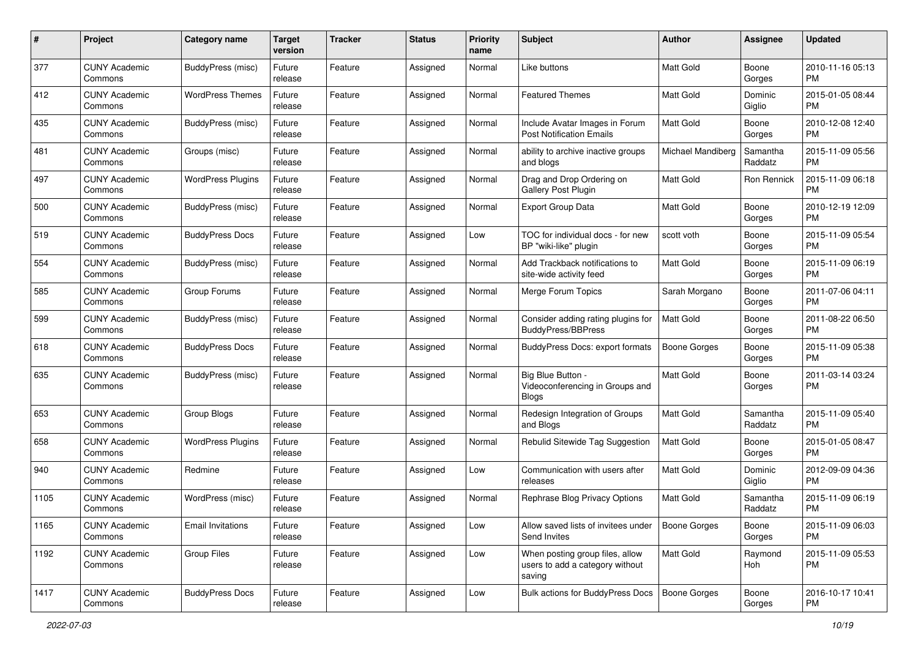| # | Project | Category name | Target version | Tracker | Status | Priority name | Subject | Author | Assignee | Updated |
|---|---|---|---|---|---|---|---|---|---|---|
| 377 | CUNY Academic Commons | BuddyPress (misc) | Future release | Feature | Assigned | Normal | Like buttons | Matt Gold | Boone Gorges | 2010-11-16 05:13 PM |
| 412 | CUNY Academic Commons | WordPress Themes | Future release | Feature | Assigned | Normal | Featured Themes | Matt Gold | Dominic Giglio | 2015-01-05 08:44 PM |
| 435 | CUNY Academic Commons | BuddyPress (misc) | Future release | Feature | Assigned | Normal | Include Avatar Images in Forum Post Notification Emails | Matt Gold | Boone Gorges | 2010-12-08 12:40 PM |
| 481 | CUNY Academic Commons | Groups (misc) | Future release | Feature | Assigned | Normal | ability to archive inactive groups and blogs | Michael Mandiberg | Samantha Raddatz | 2015-11-09 05:56 PM |
| 497 | CUNY Academic Commons | WordPress Plugins | Future release | Feature | Assigned | Normal | Drag and Drop Ordering on Gallery Post Plugin | Matt Gold | Ron Rennick | 2015-11-09 06:18 PM |
| 500 | CUNY Academic Commons | BuddyPress (misc) | Future release | Feature | Assigned | Normal | Export Group Data | Matt Gold | Boone Gorges | 2010-12-19 12:09 PM |
| 519 | CUNY Academic Commons | BuddyPress Docs | Future release | Feature | Assigned | Low | TOC for individual docs - for new BP "wiki-like" plugin | scott voth | Boone Gorges | 2015-11-09 05:54 PM |
| 554 | CUNY Academic Commons | BuddyPress (misc) | Future release | Feature | Assigned | Normal | Add Trackback notifications to site-wide activity feed | Matt Gold | Boone Gorges | 2015-11-09 06:19 PM |
| 585 | CUNY Academic Commons | Group Forums | Future release | Feature | Assigned | Normal | Merge Forum Topics | Sarah Morgano | Boone Gorges | 2011-07-06 04:11 PM |
| 599 | CUNY Academic Commons | BuddyPress (misc) | Future release | Feature | Assigned | Normal | Consider adding rating plugins for BuddyPress/BBPress | Matt Gold | Boone Gorges | 2011-08-22 06:50 PM |
| 618 | CUNY Academic Commons | BuddyPress Docs | Future release | Feature | Assigned | Normal | BuddyPress Docs: export formats | Boone Gorges | Boone Gorges | 2015-11-09 05:38 PM |
| 635 | CUNY Academic Commons | BuddyPress (misc) | Future release | Feature | Assigned | Normal | Big Blue Button - Videoconferencing in Groups and Blogs | Matt Gold | Boone Gorges | 2011-03-14 03:24 PM |
| 653 | CUNY Academic Commons | Group Blogs | Future release | Feature | Assigned | Normal | Redesign Integration of Groups and Blogs | Matt Gold | Samantha Raddatz | 2015-11-09 05:40 PM |
| 658 | CUNY Academic Commons | WordPress Plugins | Future release | Feature | Assigned | Normal | Rebulid Sitewide Tag Suggestion | Matt Gold | Boone Gorges | 2015-01-05 08:47 PM |
| 940 | CUNY Academic Commons | Redmine | Future release | Feature | Assigned | Low | Communication with users after releases | Matt Gold | Dominic Giglio | 2012-09-09 04:36 PM |
| 1105 | CUNY Academic Commons | WordPress (misc) | Future release | Feature | Assigned | Normal | Rephrase Blog Privacy Options | Matt Gold | Samantha Raddatz | 2015-11-09 06:19 PM |
| 1165 | CUNY Academic Commons | Email Invitations | Future release | Feature | Assigned | Low | Allow saved lists of invitees under Send Invites | Boone Gorges | Boone Gorges | 2015-11-09 06:03 PM |
| 1192 | CUNY Academic Commons | Group Files | Future release | Feature | Assigned | Low | When posting group files, allow users to add a category without saving | Matt Gold | Raymond Hoh | 2015-11-09 05:53 PM |
| 1417 | CUNY Academic Commons | BuddyPress Docs | Future release | Feature | Assigned | Low | Bulk actions for BuddyPress Docs | Boone Gorges | Boone Gorges | 2016-10-17 10:41 PM |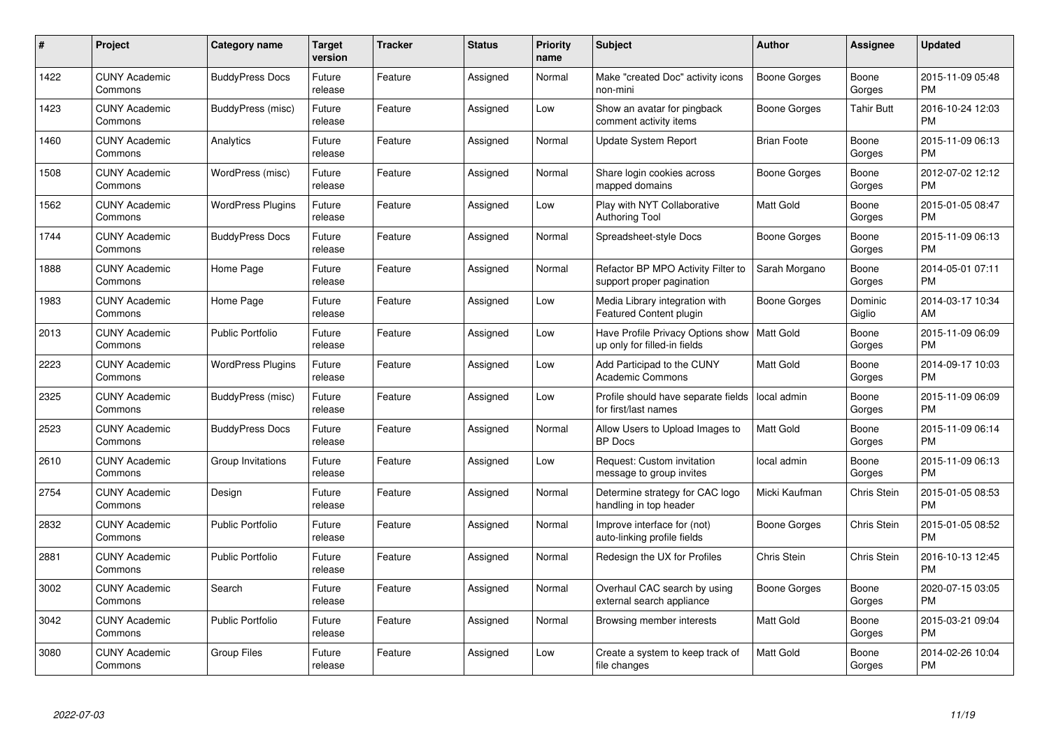| # | Project | Category name | Target version | Tracker | Status | Priority name | Subject | Author | Assignee | Updated |
|---|---|---|---|---|---|---|---|---|---|---|
| 1422 | CUNY Academic Commons | BuddyPress Docs | Future release | Feature | Assigned | Normal | Make "created Doc" activity icons non-mini | Boone Gorges | Boone Gorges | 2015-11-09 05:48 PM |
| 1423 | CUNY Academic Commons | BuddyPress (misc) | Future release | Feature | Assigned | Low | Show an avatar for pingback comment activity items | Boone Gorges | Tahir Butt | 2016-10-24 12:03 PM |
| 1460 | CUNY Academic Commons | Analytics | Future release | Feature | Assigned | Normal | Update System Report | Brian Foote | Boone Gorges | 2015-11-09 06:13 PM |
| 1508 | CUNY Academic Commons | WordPress (misc) | Future release | Feature | Assigned | Normal | Share login cookies across mapped domains | Boone Gorges | Boone Gorges | 2012-07-02 12:12 PM |
| 1562 | CUNY Academic Commons | WordPress Plugins | Future release | Feature | Assigned | Low | Play with NYT Collaborative Authoring Tool | Matt Gold | Boone Gorges | 2015-01-05 08:47 PM |
| 1744 | CUNY Academic Commons | BuddyPress Docs | Future release | Feature | Assigned | Normal | Spreadsheet-style Docs | Boone Gorges | Boone Gorges | 2015-11-09 06:13 PM |
| 1888 | CUNY Academic Commons | Home Page | Future release | Feature | Assigned | Normal | Refactor BP MPO Activity Filter to support proper pagination | Sarah Morgano | Boone Gorges | 2014-05-01 07:11 PM |
| 1983 | CUNY Academic Commons | Home Page | Future release | Feature | Assigned | Low | Media Library integration with Featured Content plugin | Boone Gorges | Dominic Giglio | 2014-03-17 10:34 AM |
| 2013 | CUNY Academic Commons | Public Portfolio | Future release | Feature | Assigned | Low | Have Profile Privacy Options show up only for filled-in fields | Matt Gold | Boone Gorges | 2015-11-09 06:09 PM |
| 2223 | CUNY Academic Commons | WordPress Plugins | Future release | Feature | Assigned | Low | Add Participad to the CUNY Academic Commons | Matt Gold | Boone Gorges | 2014-09-17 10:03 PM |
| 2325 | CUNY Academic Commons | BuddyPress (misc) | Future release | Feature | Assigned | Low | Profile should have separate fields for first/last names | local admin | Boone Gorges | 2015-11-09 06:09 PM |
| 2523 | CUNY Academic Commons | BuddyPress Docs | Future release | Feature | Assigned | Normal | Allow Users to Upload Images to BP Docs | Matt Gold | Boone Gorges | 2015-11-09 06:14 PM |
| 2610 | CUNY Academic Commons | Group Invitations | Future release | Feature | Assigned | Low | Request: Custom invitation message to group invites | local admin | Boone Gorges | 2015-11-09 06:13 PM |
| 2754 | CUNY Academic Commons | Design | Future release | Feature | Assigned | Normal | Determine strategy for CAC logo handling in top header | Micki Kaufman | Chris Stein | 2015-01-05 08:53 PM |
| 2832 | CUNY Academic Commons | Public Portfolio | Future release | Feature | Assigned | Normal | Improve interface for (not) auto-linking profile fields | Boone Gorges | Chris Stein | 2015-01-05 08:52 PM |
| 2881 | CUNY Academic Commons | Public Portfolio | Future release | Feature | Assigned | Normal | Redesign the UX for Profiles | Chris Stein | Chris Stein | 2016-10-13 12:45 PM |
| 3002 | CUNY Academic Commons | Search | Future release | Feature | Assigned | Normal | Overhaul CAC search by using external search appliance | Boone Gorges | Boone Gorges | 2020-07-15 03:05 PM |
| 3042 | CUNY Academic Commons | Public Portfolio | Future release | Feature | Assigned | Normal | Browsing member interests | Matt Gold | Boone Gorges | 2015-03-21 09:04 PM |
| 3080 | CUNY Academic Commons | Group Files | Future release | Feature | Assigned | Low | Create a system to keep track of file changes | Matt Gold | Boone Gorges | 2014-02-26 10:04 PM |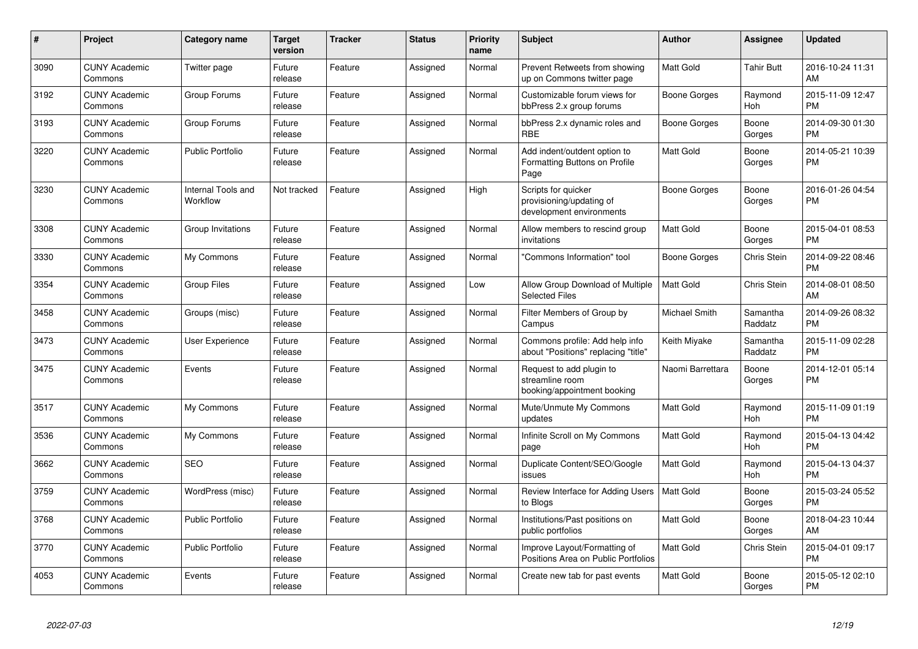| # | Project | Category name | Target version | Tracker | Status | Priority name | Subject | Author | Assignee | Updated |
|---|---|---|---|---|---|---|---|---|---|---|
| 3090 | CUNY Academic Commons | Twitter page | Future release | Feature | Assigned | Normal | Prevent Retweets from showing up on Commons twitter page | Matt Gold | Tahir Butt | 2016-10-24 11:31 AM |
| 3192 | CUNY Academic Commons | Group Forums | Future release | Feature | Assigned | Normal | Customizable forum views for bbPress 2.x group forums | Boone Gorges | Raymond Hoh | 2015-11-09 12:47 PM |
| 3193 | CUNY Academic Commons | Group Forums | Future release | Feature | Assigned | Normal | bbPress 2.x dynamic roles and RBE | Boone Gorges | Boone Gorges | 2014-09-30 01:30 PM |
| 3220 | CUNY Academic Commons | Public Portfolio | Future release | Feature | Assigned | Normal | Add indent/outdent option to Formatting Buttons on Profile Page | Matt Gold | Boone Gorges | 2014-05-21 10:39 PM |
| 3230 | CUNY Academic Commons | Internal Tools and Workflow | Not tracked | Feature | Assigned | High | Scripts for quicker provisioning/updating of development environments | Boone Gorges | Boone Gorges | 2016-01-26 04:54 PM |
| 3308 | CUNY Academic Commons | Group Invitations | Future release | Feature | Assigned | Normal | Allow members to rescind group invitations | Matt Gold | Boone Gorges | 2015-04-01 08:53 PM |
| 3330 | CUNY Academic Commons | My Commons | Future release | Feature | Assigned | Normal | "Commons Information" tool | Boone Gorges | Chris Stein | 2014-09-22 08:46 PM |
| 3354 | CUNY Academic Commons | Group Files | Future release | Feature | Assigned | Low | Allow Group Download of Multiple Selected Files | Matt Gold | Chris Stein | 2014-08-01 08:50 AM |
| 3458 | CUNY Academic Commons | Groups (misc) | Future release | Feature | Assigned | Normal | Filter Members of Group by Campus | Michael Smith | Samantha Raddatz | 2014-09-26 08:32 PM |
| 3473 | CUNY Academic Commons | User Experience | Future release | Feature | Assigned | Normal | Commons profile: Add help info about "Positions" replacing "title" | Keith Miyake | Samantha Raddatz | 2015-11-09 02:28 PM |
| 3475 | CUNY Academic Commons | Events | Future release | Feature | Assigned | Normal | Request to add plugin to streamline room booking/appointment booking | Naomi Barrettara | Boone Gorges | 2014-12-01 05:14 PM |
| 3517 | CUNY Academic Commons | My Commons | Future release | Feature | Assigned | Normal | Mute/Unmute My Commons updates | Matt Gold | Raymond Hoh | 2015-11-09 01:19 PM |
| 3536 | CUNY Academic Commons | My Commons | Future release | Feature | Assigned | Normal | Infinite Scroll on My Commons page | Matt Gold | Raymond Hoh | 2015-04-13 04:42 PM |
| 3662 | CUNY Academic Commons | SEO | Future release | Feature | Assigned | Normal | Duplicate Content/SEO/Google issues | Matt Gold | Raymond Hoh | 2015-04-13 04:37 PM |
| 3759 | CUNY Academic Commons | WordPress (misc) | Future release | Feature | Assigned | Normal | Review Interface for Adding Users to Blogs | Matt Gold | Boone Gorges | 2015-03-24 05:52 PM |
| 3768 | CUNY Academic Commons | Public Portfolio | Future release | Feature | Assigned | Normal | Institutions/Past positions on public portfolios | Matt Gold | Boone Gorges | 2018-04-23 10:44 AM |
| 3770 | CUNY Academic Commons | Public Portfolio | Future release | Feature | Assigned | Normal | Improve Layout/Formatting of Positions Area on Public Portfolios | Matt Gold | Chris Stein | 2015-04-01 09:17 PM |
| 4053 | CUNY Academic Commons | Events | Future release | Feature | Assigned | Normal | Create new tab for past events | Matt Gold | Boone Gorges | 2015-05-12 02:10 PM |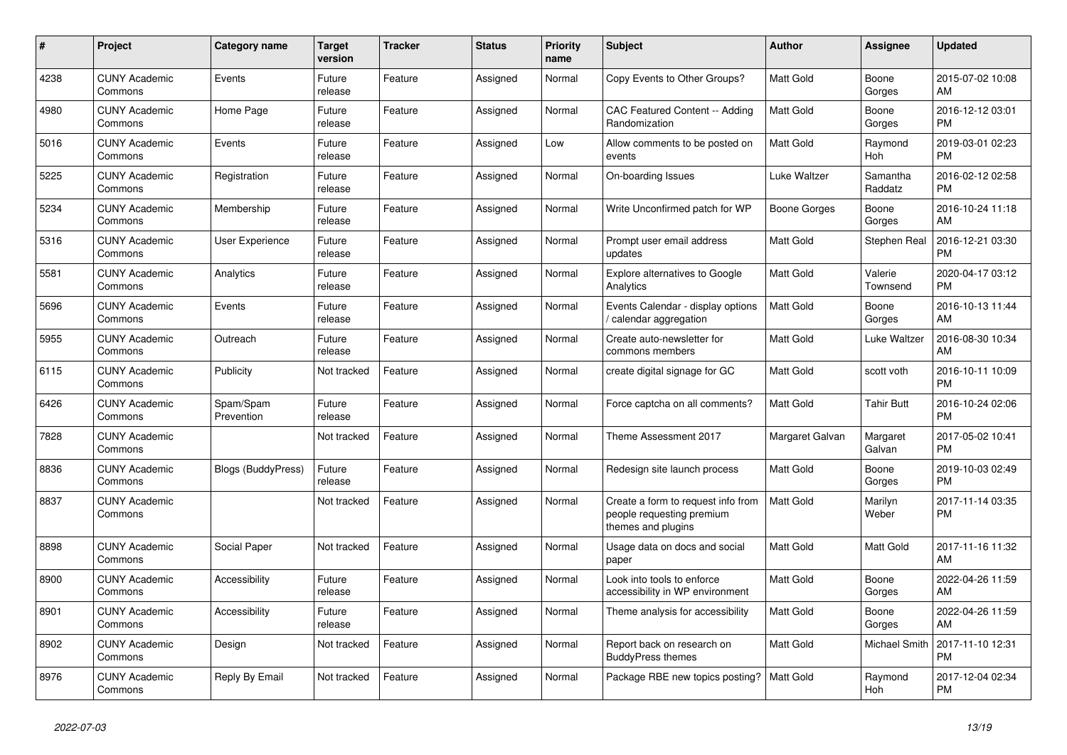| # | Project | Category name | Target version | Tracker | Status | Priority name | Subject | Author | Assignee | Updated |
|---|---|---|---|---|---|---|---|---|---|---|
| 4238 | CUNY Academic Commons | Events | Future release | Feature | Assigned | Normal | Copy Events to Other Groups? | Matt Gold | Boone Gorges | 2015-07-02 10:08 AM |
| 4980 | CUNY Academic Commons | Home Page | Future release | Feature | Assigned | Normal | CAC Featured Content -- Adding Randomization | Matt Gold | Boone Gorges | 2016-12-12 03:01 PM |
| 5016 | CUNY Academic Commons | Events | Future release | Feature | Assigned | Low | Allow comments to be posted on events | Matt Gold | Raymond Hoh | 2019-03-01 02:23 PM |
| 5225 | CUNY Academic Commons | Registration | Future release | Feature | Assigned | Normal | On-boarding Issues | Luke Waltzer | Samantha Raddatz | 2016-02-12 02:58 PM |
| 5234 | CUNY Academic Commons | Membership | Future release | Feature | Assigned | Normal | Write Unconfirmed patch for WP | Boone Gorges | Boone Gorges | 2016-10-24 11:18 AM |
| 5316 | CUNY Academic Commons | User Experience | Future release | Feature | Assigned | Normal | Prompt user email address updates | Matt Gold | Stephen Real | 2016-12-21 03:30 PM |
| 5581 | CUNY Academic Commons | Analytics | Future release | Feature | Assigned | Normal | Explore alternatives to Google Analytics | Matt Gold | Valerie Townsend | 2020-04-17 03:12 PM |
| 5696 | CUNY Academic Commons | Events | Future release | Feature | Assigned | Normal | Events Calendar - display options / calendar aggregation | Matt Gold | Boone Gorges | 2016-10-13 11:44 AM |
| 5955 | CUNY Academic Commons | Outreach | Future release | Feature | Assigned | Normal | Create auto-newsletter for commons members | Matt Gold | Luke Waltzer | 2016-08-30 10:34 AM |
| 6115 | CUNY Academic Commons | Publicity | Not tracked | Feature | Assigned | Normal | create digital signage for GC | Matt Gold | scott voth | 2016-10-11 10:09 PM |
| 6426 | CUNY Academic Commons | Spam/Spam Prevention | Future release | Feature | Assigned | Normal | Force captcha on all comments? | Matt Gold | Tahir Butt | 2016-10-24 02:06 PM |
| 7828 | CUNY Academic Commons | | Not tracked | Feature | Assigned | Normal | Theme Assessment 2017 | Margaret Galvan | Margaret Galvan | 2017-05-02 10:41 PM |
| 8836 | CUNY Academic Commons | Blogs (BuddyPress) | Future release | Feature | Assigned | Normal | Redesign site launch process | Matt Gold | Boone Gorges | 2019-10-03 02:49 PM |
| 8837 | CUNY Academic Commons | | Not tracked | Feature | Assigned | Normal | Create a form to request info from people requesting premium themes and plugins | Matt Gold | Marilyn Weber | 2017-11-14 03:35 PM |
| 8898 | CUNY Academic Commons | Social Paper | Not tracked | Feature | Assigned | Normal | Usage data on docs and social paper | Matt Gold | Matt Gold | 2017-11-16 11:32 AM |
| 8900 | CUNY Academic Commons | Accessibility | Future release | Feature | Assigned | Normal | Look into tools to enforce accessibility in WP environment | Matt Gold | Boone Gorges | 2022-04-26 11:59 AM |
| 8901 | CUNY Academic Commons | Accessibility | Future release | Feature | Assigned | Normal | Theme analysis for accessibility | Matt Gold | Boone Gorges | 2022-04-26 11:59 AM |
| 8902 | CUNY Academic Commons | Design | Not tracked | Feature | Assigned | Normal | Report back on research on BuddyPress themes | Matt Gold | Michael Smith | 2017-11-10 12:31 PM |
| 8976 | CUNY Academic Commons | Reply By Email | Not tracked | Feature | Assigned | Normal | Package RBE new topics posting? | Matt Gold | Raymond Hoh | 2017-12-04 02:34 PM |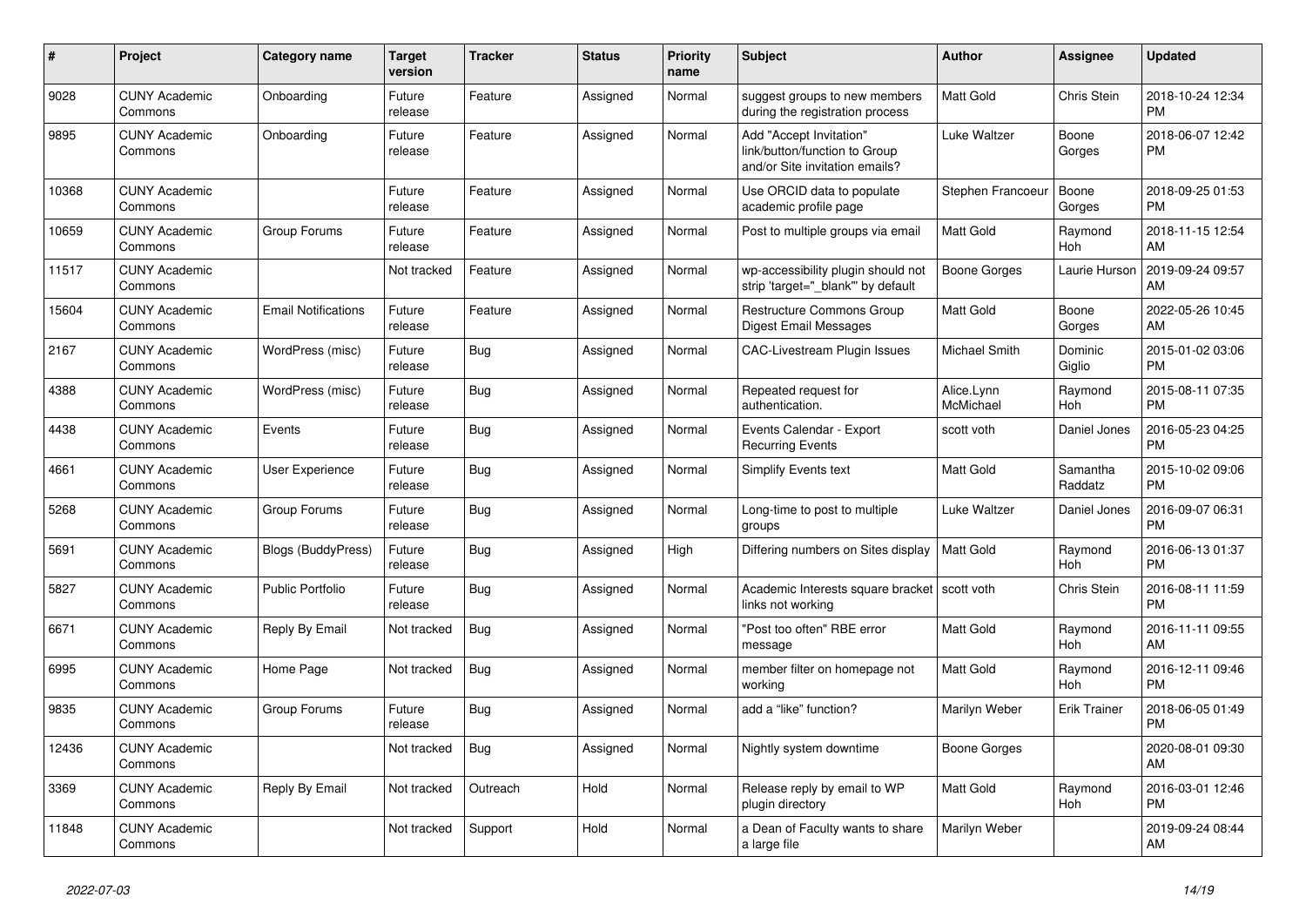| # | Project | Category name | Target version | Tracker | Status | Priority name | Subject | Author | Assignee | Updated |
|---|---|---|---|---|---|---|---|---|---|---|
| 9028 | CUNY Academic Commons | Onboarding | Future release | Feature | Assigned | Normal | suggest groups to new members during the registration process | Matt Gold | Chris Stein | 2018-10-24 12:34 PM |
| 9895 | CUNY Academic Commons | Onboarding | Future release | Feature | Assigned | Normal | Add "Accept Invitation" link/button/function to Group and/or Site invitation emails? | Luke Waltzer | Boone Gorges | 2018-06-07 12:42 PM |
| 10368 | CUNY Academic Commons | | Future release | Feature | Assigned | Normal | Use ORCID data to populate academic profile page | Stephen Francoeur | Boone Gorges | 2018-09-25 01:53 PM |
| 10659 | CUNY Academic Commons | Group Forums | Future release | Feature | Assigned | Normal | Post to multiple groups via email | Matt Gold | Raymond Hoh | 2018-11-15 12:54 AM |
| 11517 | CUNY Academic Commons | | Not tracked | Feature | Assigned | Normal | wp-accessibility plugin should not strip 'target="_blank"' by default | Boone Gorges | Laurie Hurson | 2019-09-24 09:57 AM |
| 15604 | CUNY Academic Commons | Email Notifications | Future release | Feature | Assigned | Normal | Restructure Commons Group Digest Email Messages | Matt Gold | Boone Gorges | 2022-05-26 10:45 AM |
| 2167 | CUNY Academic Commons | WordPress (misc) | Future release | Bug | Assigned | Normal | CAC-Livestream Plugin Issues | Michael Smith | Dominic Giglio | 2015-01-02 03:06 PM |
| 4388 | CUNY Academic Commons | WordPress (misc) | Future release | Bug | Assigned | Normal | Repeated request for authentication. | Alice.Lynn McMichael | Raymond Hoh | 2015-08-11 07:35 PM |
| 4438 | CUNY Academic Commons | Events | Future release | Bug | Assigned | Normal | Events Calendar - Export Recurring Events | scott voth | Daniel Jones | 2016-05-23 04:25 PM |
| 4661 | CUNY Academic Commons | User Experience | Future release | Bug | Assigned | Normal | Simplify Events text | Matt Gold | Samantha Raddatz | 2015-10-02 09:06 PM |
| 5268 | CUNY Academic Commons | Group Forums | Future release | Bug | Assigned | Normal | Long-time to post to multiple groups | Luke Waltzer | Daniel Jones | 2016-09-07 06:31 PM |
| 5691 | CUNY Academic Commons | Blogs (BuddyPress) | Future release | Bug | Assigned | High | Differing numbers on Sites display | Matt Gold | Raymond Hoh | 2016-06-13 01:37 PM |
| 5827 | CUNY Academic Commons | Public Portfolio | Future release | Bug | Assigned | Normal | Academic Interests square bracket links not working | scott voth | Chris Stein | 2016-08-11 11:59 PM |
| 6671 | CUNY Academic Commons | Reply By Email | Not tracked | Bug | Assigned | Normal | "Post too often" RBE error message | Matt Gold | Raymond Hoh | 2016-11-11 09:55 AM |
| 6995 | CUNY Academic Commons | Home Page | Not tracked | Bug | Assigned | Normal | member filter on homepage not working | Matt Gold | Raymond Hoh | 2016-12-11 09:46 PM |
| 9835 | CUNY Academic Commons | Group Forums | Future release | Bug | Assigned | Normal | add a "like" function? | Marilyn Weber | Erik Trainer | 2018-06-05 01:49 PM |
| 12436 | CUNY Academic Commons | | Not tracked | Bug | Assigned | Normal | Nightly system downtime | Boone Gorges | | 2020-08-01 09:30 AM |
| 3369 | CUNY Academic Commons | Reply By Email | Not tracked | Outreach | Hold | Normal | Release reply by email to WP plugin directory | Matt Gold | Raymond Hoh | 2016-03-01 12:46 PM |
| 11848 | CUNY Academic Commons | | Not tracked | Support | Hold | Normal | a Dean of Faculty wants to share a large file | Marilyn Weber | | 2019-09-24 08:44 AM |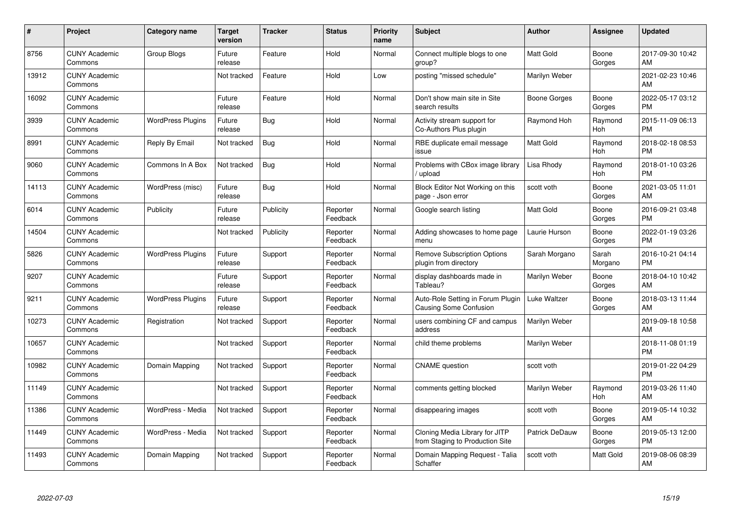| # | Project | Category name | Target version | Tracker | Status | Priority name | Subject | Author | Assignee | Updated |
|---|---|---|---|---|---|---|---|---|---|---|
| 8756 | CUNY Academic Commons | Group Blogs | Future release | Feature | Hold | Normal | Connect multiple blogs to one group? | Matt Gold | Boone Gorges | 2017-09-30 10:42 AM |
| 13912 | CUNY Academic Commons | | Not tracked | Feature | Hold | Low | posting "missed schedule" | Marilyn Weber | | 2021-02-23 10:46 AM |
| 16092 | CUNY Academic Commons | | Future release | Feature | Hold | Normal | Don't show main site in Site search results | Boone Gorges | Boone Gorges | 2022-05-17 03:12 PM |
| 3939 | CUNY Academic Commons | WordPress Plugins | Future release | Bug | Hold | Normal | Activity stream support for Co-Authors Plus plugin | Raymond Hoh | Raymond Hoh | 2015-11-09 06:13 PM |
| 8991 | CUNY Academic Commons | Reply By Email | Not tracked | Bug | Hold | Normal | RBE duplicate email message issue | Matt Gold | Raymond Hoh | 2018-02-18 08:53 PM |
| 9060 | CUNY Academic Commons | Commons In A Box | Not tracked | Bug | Hold | Normal | Problems with CBox image library / upload | Lisa Rhody | Raymond Hoh | 2018-01-10 03:26 PM |
| 14113 | CUNY Academic Commons | WordPress (misc) | Future release | Bug | Hold | Normal | Block Editor Not Working on this page - Json error | scott voth | Boone Gorges | 2021-03-05 11:01 AM |
| 6014 | CUNY Academic Commons | Publicity | Future release | Publicity | Reporter Feedback | Normal | Google search listing | Matt Gold | Boone Gorges | 2016-09-21 03:48 PM |
| 14504 | CUNY Academic Commons | | Not tracked | Publicity | Reporter Feedback | Normal | Adding showcases to home page menu | Laurie Hurson | Boone Gorges | 2022-01-19 03:26 PM |
| 5826 | CUNY Academic Commons | WordPress Plugins | Future release | Support | Reporter Feedback | Normal | Remove Subscription Options plugin from directory | Sarah Morgano | Sarah Morgano | 2016-10-21 04:14 PM |
| 9207 | CUNY Academic Commons | | Future release | Support | Reporter Feedback | Normal | display dashboards made in Tableau? | Marilyn Weber | Boone Gorges | 2018-04-10 10:42 AM |
| 9211 | CUNY Academic Commons | WordPress Plugins | Future release | Support | Reporter Feedback | Normal | Auto-Role Setting in Forum Plugin Causing Some Confusion | Luke Waltzer | Boone Gorges | 2018-03-13 11:44 AM |
| 10273 | CUNY Academic Commons | Registration | Not tracked | Support | Reporter Feedback | Normal | users combining CF and campus address | Marilyn Weber | | 2019-09-18 10:58 AM |
| 10657 | CUNY Academic Commons | | Not tracked | Support | Reporter Feedback | Normal | child theme problems | Marilyn Weber | | 2018-11-08 01:19 PM |
| 10982 | CUNY Academic Commons | Domain Mapping | Not tracked | Support | Reporter Feedback | Normal | CNAME question | scott voth | | 2019-01-22 04:29 PM |
| 11149 | CUNY Academic Commons | | Not tracked | Support | Reporter Feedback | Normal | comments getting blocked | Marilyn Weber | Raymond Hoh | 2019-03-26 11:40 AM |
| 11386 | CUNY Academic Commons | WordPress - Media | Not tracked | Support | Reporter Feedback | Normal | disappearing images | scott voth | Boone Gorges | 2019-05-14 10:32 AM |
| 11449 | CUNY Academic Commons | WordPress - Media | Not tracked | Support | Reporter Feedback | Normal | Cloning Media Library for JITP from Staging to Production Site | Patrick DeDauw | Boone Gorges | 2019-05-13 12:00 PM |
| 11493 | CUNY Academic Commons | Domain Mapping | Not tracked | Support | Reporter Feedback | Normal | Domain Mapping Request - Talia Schaffer | scott voth | Matt Gold | 2019-08-06 08:39 AM |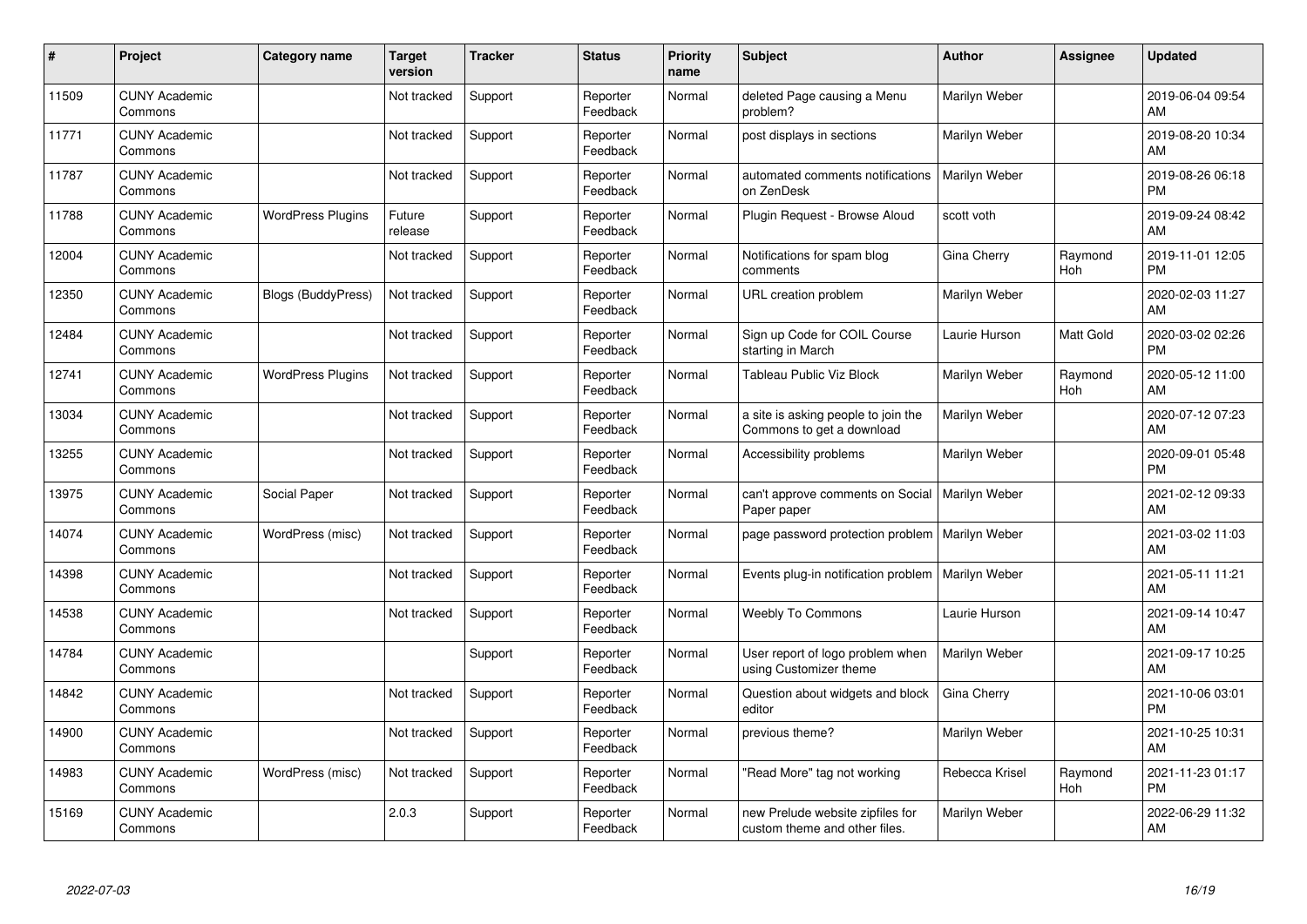| # | Project | Category name | Target version | Tracker | Status | Priority name | Subject | Author | Assignee | Updated |
|---|---|---|---|---|---|---|---|---|---|---|
| 11509 | CUNY Academic Commons | | Not tracked | Support | Reporter Feedback | Normal | deleted Page causing a Menu problem? | Marilyn Weber | | 2019-06-04 09:54 AM |
| 11771 | CUNY Academic Commons | | Not tracked | Support | Reporter Feedback | Normal | post displays in sections | Marilyn Weber | | 2019-08-20 10:34 AM |
| 11787 | CUNY Academic Commons | | Not tracked | Support | Reporter Feedback | Normal | automated comments notifications on ZenDesk | Marilyn Weber | | 2019-08-26 06:18 PM |
| 11788 | CUNY Academic Commons | WordPress Plugins | Future release | Support | Reporter Feedback | Normal | Plugin Request - Browse Aloud | scott voth | | 2019-09-24 08:42 AM |
| 12004 | CUNY Academic Commons | | Not tracked | Support | Reporter Feedback | Normal | Notifications for spam blog comments | Gina Cherry | Raymond Hoh | 2019-11-01 12:05 PM |
| 12350 | CUNY Academic Commons | Blogs (BuddyPress) | Not tracked | Support | Reporter Feedback | Normal | URL creation problem | Marilyn Weber | | 2020-02-03 11:27 AM |
| 12484 | CUNY Academic Commons | | Not tracked | Support | Reporter Feedback | Normal | Sign up Code for COIL Course starting in March | Laurie Hurson | Matt Gold | 2020-03-02 02:26 PM |
| 12741 | CUNY Academic Commons | WordPress Plugins | Not tracked | Support | Reporter Feedback | Normal | Tableau Public Viz Block | Marilyn Weber | Raymond Hoh | 2020-05-12 11:00 AM |
| 13034 | CUNY Academic Commons | | Not tracked | Support | Reporter Feedback | Normal | a site is asking people to join the Commons to get a download | Marilyn Weber | | 2020-07-12 07:23 AM |
| 13255 | CUNY Academic Commons | | Not tracked | Support | Reporter Feedback | Normal | Accessibility problems | Marilyn Weber | | 2020-09-01 05:48 PM |
| 13975 | CUNY Academic Commons | Social Paper | Not tracked | Support | Reporter Feedback | Normal | can't approve comments on Social Paper paper | Marilyn Weber | | 2021-02-12 09:33 AM |
| 14074 | CUNY Academic Commons | WordPress (misc) | Not tracked | Support | Reporter Feedback | Normal | page password protection problem | Marilyn Weber | | 2021-03-02 11:03 AM |
| 14398 | CUNY Academic Commons | | Not tracked | Support | Reporter Feedback | Normal | Events plug-in notification problem | Marilyn Weber | | 2021-05-11 11:21 AM |
| 14538 | CUNY Academic Commons | | Not tracked | Support | Reporter Feedback | Normal | Weebly To Commons | Laurie Hurson | | 2021-09-14 10:47 AM |
| 14784 | CUNY Academic Commons | | | Support | Reporter Feedback | Normal | User report of logo problem when using Customizer theme | Marilyn Weber | | 2021-09-17 10:25 AM |
| 14842 | CUNY Academic Commons | | Not tracked | Support | Reporter Feedback | Normal | Question about widgets and block editor | Gina Cherry | | 2021-10-06 03:01 PM |
| 14900 | CUNY Academic Commons | | Not tracked | Support | Reporter Feedback | Normal | previous theme? | Marilyn Weber | | 2021-10-25 10:31 AM |
| 14983 | CUNY Academic Commons | WordPress (misc) | Not tracked | Support | Reporter Feedback | Normal | "Read More" tag not working | Rebecca Krisel | Raymond Hoh | 2021-11-23 01:17 PM |
| 15169 | CUNY Academic Commons | | 2.0.3 | Support | Reporter Feedback | Normal | new Prelude website zipfiles for custom theme and other files. | Marilyn Weber | | 2022-06-29 11:32 AM |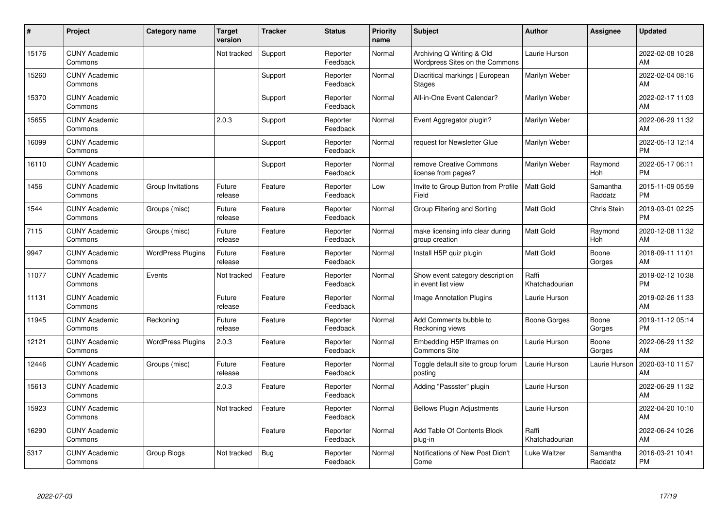| # | Project | Category name | Target version | Tracker | Status | Priority name | Subject | Author | Assignee | Updated |
|---|---|---|---|---|---|---|---|---|---|---|
| 15176 | CUNY Academic Commons | | Not tracked | Support | Reporter Feedback | Normal | Archiving Q Writing & Old Wordpress Sites on the Commons | Laurie Hurson | | 2022-02-08 10:28 AM |
| 15260 | CUNY Academic Commons | | | Support | Reporter Feedback | Normal | Diacritical markings \| European Stages | Marilyn Weber | | 2022-02-04 08:16 AM |
| 15370 | CUNY Academic Commons | | | Support | Reporter Feedback | Normal | All-in-One Event Calendar? | Marilyn Weber | | 2022-02-17 11:03 AM |
| 15655 | CUNY Academic Commons | | 2.0.3 | Support | Reporter Feedback | Normal | Event Aggregator plugin? | Marilyn Weber | | 2022-06-29 11:32 AM |
| 16099 | CUNY Academic Commons | | | Support | Reporter Feedback | Normal | request for Newsletter Glue | Marilyn Weber | | 2022-05-13 12:14 PM |
| 16110 | CUNY Academic Commons | | | Support | Reporter Feedback | Normal | remove Creative Commons license from pages? | Marilyn Weber | Raymond Hoh | 2022-05-17 06:11 PM |
| 1456 | CUNY Academic Commons | Group Invitations | Future release | Feature | Reporter Feedback | Low | Invite to Group Button from Profile Field | Matt Gold | Samantha Raddatz | 2015-11-09 05:59 PM |
| 1544 | CUNY Academic Commons | Groups (misc) | Future release | Feature | Reporter Feedback | Normal | Group Filtering and Sorting | Matt Gold | Chris Stein | 2019-03-01 02:25 PM |
| 7115 | CUNY Academic Commons | Groups (misc) | Future release | Feature | Reporter Feedback | Normal | make licensing info clear during group creation | Matt Gold | Raymond Hoh | 2020-12-08 11:32 AM |
| 9947 | CUNY Academic Commons | WordPress Plugins | Future release | Feature | Reporter Feedback | Normal | Install H5P quiz plugin | Matt Gold | Boone Gorges | 2018-09-11 11:01 AM |
| 11077 | CUNY Academic Commons | Events | Not tracked | Feature | Reporter Feedback | Normal | Show event category description in event list view | Raffi Khatchadourian | | 2019-02-12 10:38 PM |
| 11131 | CUNY Academic Commons | | Future release | Feature | Reporter Feedback | Normal | Image Annotation Plugins | Laurie Hurson | | 2019-02-26 11:33 AM |
| 11945 | CUNY Academic Commons | Reckoning | Future release | Feature | Reporter Feedback | Normal | Add Comments bubble to Reckoning views | Boone Gorges | Boone Gorges | 2019-11-12 05:14 PM |
| 12121 | CUNY Academic Commons | WordPress Plugins | 2.0.3 | Feature | Reporter Feedback | Normal | Embedding H5P Iframes on Commons Site | Laurie Hurson | Boone Gorges | 2022-06-29 11:32 AM |
| 12446 | CUNY Academic Commons | Groups (misc) | Future release | Feature | Reporter Feedback | Normal | Toggle default site to group forum posting | Laurie Hurson | Laurie Hurson | 2020-03-10 11:57 AM |
| 15613 | CUNY Academic Commons | | 2.0.3 | Feature | Reporter Feedback | Normal | Adding "Passster" plugin | Laurie Hurson | | 2022-06-29 11:32 AM |
| 15923 | CUNY Academic Commons | | Not tracked | Feature | Reporter Feedback | Normal | Bellows Plugin Adjustments | Laurie Hurson | | 2022-04-20 10:10 AM |
| 16290 | CUNY Academic Commons | | | Feature | Reporter Feedback | Normal | Add Table Of Contents Block plug-in | Raffi Khatchadourian | | 2022-06-24 10:26 AM |
| 5317 | CUNY Academic Commons | Group Blogs | Not tracked | Bug | Reporter Feedback | Normal | Notifications of New Post Didn't Come | Luke Waltzer | Samantha Raddatz | 2016-03-21 10:41 PM |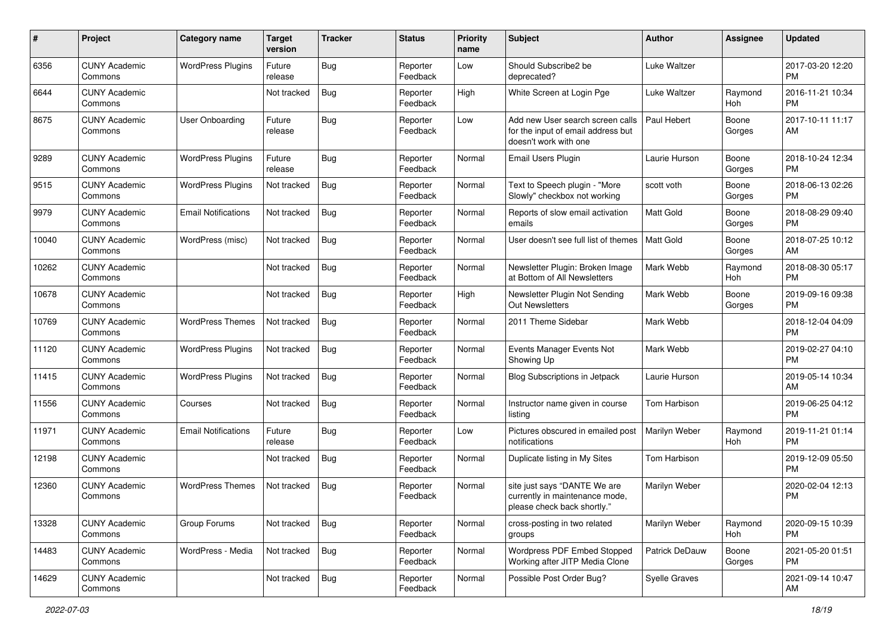| # | Project | Category name | Target version | Tracker | Status | Priority name | Subject | Author | Assignee | Updated |
|---|---|---|---|---|---|---|---|---|---|---|
| 6356 | CUNY Academic Commons | WordPress Plugins | Future release | Bug | Reporter Feedback | Low | Should Subscribe2 be deprecated? | Luke Waltzer | | 2017-03-20 12:20 PM |
| 6644 | CUNY Academic Commons | | Not tracked | Bug | Reporter Feedback | High | White Screen at Login Pge | Luke Waltzer | Raymond Hoh | 2016-11-21 10:34 PM |
| 8675 | CUNY Academic Commons | User Onboarding | Future release | Bug | Reporter Feedback | Low | Add new User search screen calls for the input of email address but doesn't work with one | Paul Hebert | Boone Gorges | 2017-10-11 11:17 AM |
| 9289 | CUNY Academic Commons | WordPress Plugins | Future release | Bug | Reporter Feedback | Normal | Email Users Plugin | Laurie Hurson | Boone Gorges | 2018-10-24 12:34 PM |
| 9515 | CUNY Academic Commons | WordPress Plugins | Not tracked | Bug | Reporter Feedback | Normal | Text to Speech plugin - "More Slowly" checkbox not working | scott voth | Boone Gorges | 2018-06-13 02:26 PM |
| 9979 | CUNY Academic Commons | Email Notifications | Not tracked | Bug | Reporter Feedback | Normal | Reports of slow email activation emails | Matt Gold | Boone Gorges | 2018-08-29 09:40 PM |
| 10040 | CUNY Academic Commons | WordPress (misc) | Not tracked | Bug | Reporter Feedback | Normal | User doesn't see full list of themes | Matt Gold | Boone Gorges | 2018-07-25 10:12 AM |
| 10262 | CUNY Academic Commons | | Not tracked | Bug | Reporter Feedback | Normal | Newsletter Plugin: Broken Image at Bottom of All Newsletters | Mark Webb | Raymond Hoh | 2018-08-30 05:17 PM |
| 10678 | CUNY Academic Commons | | Not tracked | Bug | Reporter Feedback | High | Newsletter Plugin Not Sending Out Newsletters | Mark Webb | Boone Gorges | 2019-09-16 09:38 PM |
| 10769 | CUNY Academic Commons | WordPress Themes | Not tracked | Bug | Reporter Feedback | Normal | 2011 Theme Sidebar | Mark Webb | | 2018-12-04 04:09 PM |
| 11120 | CUNY Academic Commons | WordPress Plugins | Not tracked | Bug | Reporter Feedback | Normal | Events Manager Events Not Showing Up | Mark Webb | | 2019-02-27 04:10 PM |
| 11415 | CUNY Academic Commons | WordPress Plugins | Not tracked | Bug | Reporter Feedback | Normal | Blog Subscriptions in Jetpack | Laurie Hurson | | 2019-05-14 10:34 AM |
| 11556 | CUNY Academic Commons | Courses | Not tracked | Bug | Reporter Feedback | Normal | Instructor name given in course listing | Tom Harbison | | 2019-06-25 04:12 PM |
| 11971 | CUNY Academic Commons | Email Notifications | Future release | Bug | Reporter Feedback | Low | Pictures obscured in emailed post notifications | Marilyn Weber | Raymond Hoh | 2019-11-21 01:14 PM |
| 12198 | CUNY Academic Commons | | Not tracked | Bug | Reporter Feedback | Normal | Duplicate listing in My Sites | Tom Harbison | | 2019-12-09 05:50 PM |
| 12360 | CUNY Academic Commons | WordPress Themes | Not tracked | Bug | Reporter Feedback | Normal | site just says "DANTE We are currently in maintenance mode, please check back shortly." | Marilyn Weber | | 2020-02-04 12:13 PM |
| 13328 | CUNY Academic Commons | Group Forums | Not tracked | Bug | Reporter Feedback | Normal | cross-posting in two related groups | Marilyn Weber | Raymond Hoh | 2020-09-15 10:39 PM |
| 14483 | CUNY Academic Commons | WordPress - Media | Not tracked | Bug | Reporter Feedback | Normal | Wordpress PDF Embed Stopped Working after JITP Media Clone | Patrick DeDauw | Boone Gorges | 2021-05-20 01:51 PM |
| 14629 | CUNY Academic Commons | | Not tracked | Bug | Reporter Feedback | Normal | Possible Post Order Bug? | Syelle Graves | | 2021-09-14 10:47 AM |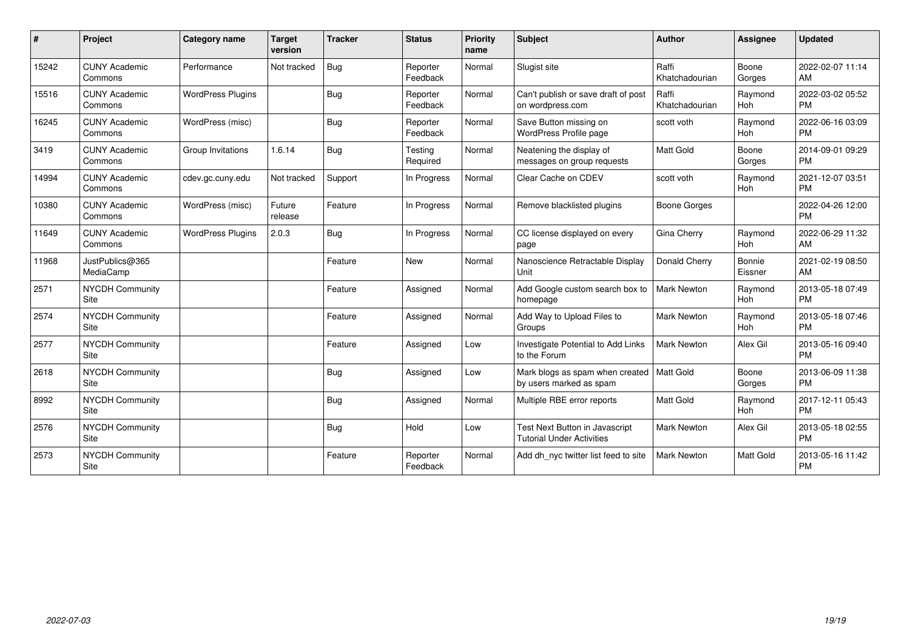| # | Project | Category name | Target version | Tracker | Status | Priority name | Subject | Author | Assignee | Updated |
|---|---|---|---|---|---|---|---|---|---|---|
| 15242 | CUNY Academic Commons | Performance | Not tracked | Bug | Reporter Feedback | Normal | Slugist site | Raffi Khatchadourian | Boone Gorges | 2022-02-07 11:14 AM |
| 15516 | CUNY Academic Commons | WordPress Plugins | | Bug | Reporter Feedback | Normal | Can't publish or save draft of post on wordpress.com | Raffi Khatchadourian | Raymond Hoh | 2022-03-02 05:52 PM |
| 16245 | CUNY Academic Commons | WordPress (misc) | | Bug | Reporter Feedback | Normal | Save Button missing on WordPress Profile page | scott voth | Raymond Hoh | 2022-06-16 03:09 PM |
| 3419 | CUNY Academic Commons | Group Invitations | 1.6.14 | Bug | Testing Required | Normal | Neatening the display of messages on group requests | Matt Gold | Boone Gorges | 2014-09-01 09:29 PM |
| 14994 | CUNY Academic Commons | cdev.gc.cuny.edu | Not tracked | Support | In Progress | Normal | Clear Cache on CDEV | scott voth | Raymond Hoh | 2021-12-07 03:51 PM |
| 10380 | CUNY Academic Commons | WordPress (misc) | Future release | Feature | In Progress | Normal | Remove blacklisted plugins | Boone Gorges | | 2022-04-26 12:00 PM |
| 11649 | CUNY Academic Commons | WordPress Plugins | 2.0.3 | Bug | In Progress | Normal | CC license displayed on every page | Gina Cherry | Raymond Hoh | 2022-06-29 11:32 AM |
| 11968 | JustPublics@365 MediaCamp | | | Feature | New | Normal | Nanoscience Retractable Display Unit | Donald Cherry | Bonnie Eissner | 2021-02-19 08:50 AM |
| 2571 | NYCDH Community Site | | | Feature | Assigned | Normal | Add Google custom search box to homepage | Mark Newton | Raymond Hoh | 2013-05-18 07:49 PM |
| 2574 | NYCDH Community Site | | | Feature | Assigned | Normal | Add Way to Upload Files to Groups | Mark Newton | Raymond Hoh | 2013-05-18 07:46 PM |
| 2577 | NYCDH Community Site | | | Feature | Assigned | Low | Investigate Potential to Add Links to the Forum | Mark Newton | Alex Gil | 2013-05-16 09:40 PM |
| 2618 | NYCDH Community Site | | | Bug | Assigned | Low | Mark blogs as spam when created by users marked as spam | Matt Gold | Boone Gorges | 2013-06-09 11:38 PM |
| 8992 | NYCDH Community Site | | | Bug | Assigned | Normal | Multiple RBE error reports | Matt Gold | Raymond Hoh | 2017-12-11 05:43 PM |
| 2576 | NYCDH Community Site | | | Bug | Hold | Low | Test Next Button in Javascript Tutorial Under Activities | Mark Newton | Alex Gil | 2013-05-18 02:55 PM |
| 2573 | NYCDH Community Site | | | Feature | Reporter Feedback | Normal | Add dh_nyc twitter list feed to site | Mark Newton | Matt Gold | 2013-05-16 11:42 PM |